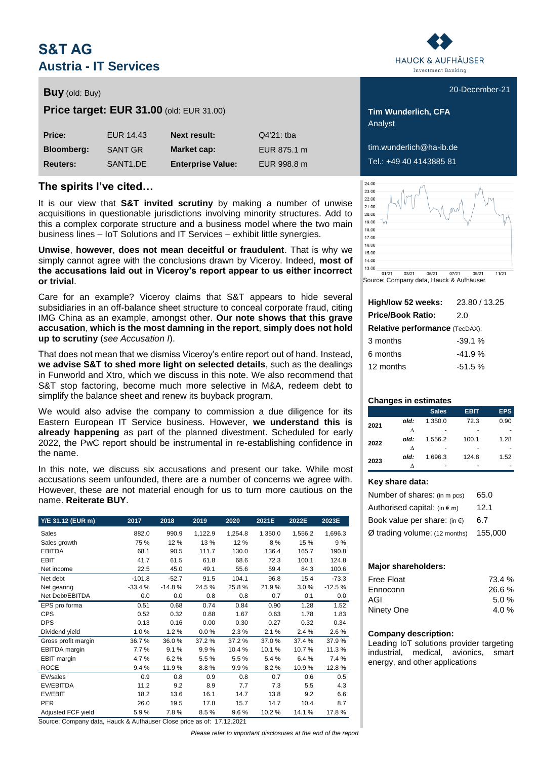# S&T AG
## Austria - IT Services

**Buy** (old: Buy)

**Price target: EUR 31.00** (old: EUR 31.00)

| | | | |
|---|---|---|---|
| **Price:** | EUR 14.43 | **Next result:** | Q4'21: tba |
| **Bloomberg:** | SANT GR | **Market cap:** | EUR 875.1 m |
| **Reuters:** | SANT1.DE | **Enterprise Value:** | EUR 998.8 m |

20-December-21

**Tim Wunderlich, CFA**
Analyst

tim.wunderlich@ha-ib.de
Tel.: +49 40 4143885 81

## The spirits I've cited…

It is our view that **S&T invited scrutiny** by making a number of unwise acquisitions in questionable jurisdictions involving minority structures. Add to this a complex corporate structure and a business model where the two main business lines – IoT Solutions and IT Services – exhibit little synergies.

**Unwise**, **however**, **does not mean deceitful or fraudulent**. That is why we simply cannot agree with the conclusions drawn by Viceroy. Indeed, **most of the accusations laid out in Viceroy's report appear to us either incorrect or trivial**.

Care for an example? Viceroy claims that S&T appears to hide several subsidiaries in an off-balance sheet structure to conceal corporate fraud, citing IMG China as an example, amongst other. **Our note shows that this grave accusation**, **which is the most damning in the report**, **simply does not hold up to scrutiny** (*see Accusation I*).

That does not mean that we dismiss Viceroy's entire report out of hand. Instead, **we advise S&T to shed more light on selected details**, such as the dealings in Funworld and Xtro, which we discuss in this note. We also recommend that S&T stop factoring, become much more selective in M&A, redeem debt to simplify the balance sheet and renew its buyback program.

We would also advise the company to commission a due diligence for its Eastern European IT Service business. However, **we understand this is already happening** as part of the planned divestment. Scheduled for early 2022, the PwC report should be instrumental in re-establishing confidence in the name.

In this note, we discuss six accusations and present our take. While most accusations seem unfounded, there are a number of concerns we agree with. However, these are not material enough for us to turn more cautious on the name. **Reiterate BUY**.

| Y/E 31.12 (EUR m) | 2017 | 2018 | 2019 | 2020 | 2021E | 2022E | 2023E |
|---|---|---|---|---|---|---|---|
| Sales | 882.0 | 990.9 | 1,122.9 | 1,254.8 | 1,350.0 | 1,556.2 | 1,696.3 |
| Sales growth | 75 % | 12 % | 13 % | 12 % | 8 % | 15 % | 9 % |
| EBITDA | 68.1 | 90.5 | 111.7 | 130.0 | 136.4 | 165.7 | 190.8 |
| EBIT | 41.7 | 61.5 | 61.8 | 68.6 | 72.3 | 100.1 | 124.8 |
| Net income | 22.5 | 45.0 | 49.1 | 55.6 | 59.4 | 84.3 | 100.6 |
| Net debt | -101.8 | -52.7 | 91.5 | 104.1 | 96.8 | 15.4 | -73.3 |
| Net gearing | -33.4 % | -14.8 % | 24.5 % | 25.8 % | 21.9 % | 3.0 % | -12.5 % |
| Net Debt/EBITDA | 0.0 | 0.0 | 0.8 | 0.8 | 0.7 | 0.1 | 0.0 |
| EPS pro forma | 0.51 | 0.68 | 0.74 | 0.84 | 0.90 | 1.28 | 1.52 |
| CPS | 0.52 | 0.32 | 0.88 | 1.67 | 0.63 | 1.78 | 1.83 |
| DPS | 0.13 | 0.16 | 0.00 | 0.30 | 0.27 | 0.32 | 0.34 |
| Dividend yield | 1.0 % | 1.2 % | 0.0 % | 2.3 % | 2.1 % | 2.4 % | 2.6 % |
| Gross profit margin | 36.7 % | 36.0 % | 37.2 % | 37.2 % | 37.0 % | 37.4 % | 37.9 % |
| EBITDA margin | 7.7 % | 9.1 % | 9.9 % | 10.4 % | 10.1 % | 10.7 % | 11.3 % |
| EBIT margin | 4.7 % | 6.2 % | 5.5 % | 5.5 % | 5.4 % | 6.4 % | 7.4 % |
| ROCE | 9.4 % | 11.9 % | 8.8 % | 9.9 % | 8.2 % | 10.9 % | 12.8 % |
| EV/sales | 0.9 | 0.8 | 0.9 | 0.8 | 0.7 | 0.6 | 0.5 |
| EV/EBITDA | 11.2 | 9.2 | 8.9 | 7.7 | 7.3 | 5.5 | 4.3 |
| EV/EBIT | 18.2 | 13.6 | 16.1 | 14.7 | 13.8 | 9.2 | 6.6 |
| PER | 26.0 | 19.5 | 17.8 | 15.7 | 14.7 | 10.4 | 8.7 |
| Adjusted FCF yield | 5.9 % | 7.8 % | 8.5 % | 9.6 % | 10.2 % | 14.1 % | 17.8 % |

Source: Company data, Hauck & Aufhäuser Close price as of: 17.12.2021

Source: Company data, Hauck & Aufhäuser

| | |
|---|---|
| **High/low 52 weeks:** | 23.80 / 13.25 |
| **Price/Book Ratio:** | 2.0 |
| **Relative performance** (TecDAX): | |
| 3 months | -39.1 % |
| 6 months | -41.9 % |
| 12 months | -51.5 % |

**Changes in estimates**

| | | Sales | EBIT | EPS |
|---|---|---|---|---|
| 2021 | old: | 1,350.0 | 72.3 | 0.90 |
| | Δ | - | - | - |
| 2022 | old: | 1,556.2 | 100.1 | 1.28 |
| | Δ | - | - | - |
| 2023 | old: | 1,696.3 | 124.8 | 1.52 |
| | Δ | - | - | - |

**Key share data:**

| | |
|---|---|
| Number of shares: (in m pcs) | 65.0 |
| Authorised capital: (in € m) | 12.1 |
| Book value per share: (in €) | 6.7 |
| Ø trading volume: (12 months) | 155,000 |

**Major shareholders:**

| | |
|---|---|
| Free Float | 73.4 % |
| Ennoconn | 26.6 % |
| AGI | 5.0 % |
| Ninety One | 4.0 % |

**Company description:**
Leading IoT solutions provider targeting industrial, medical, avionics, smart energy, and other applications

*Please refer to important disclosures at the end of the report*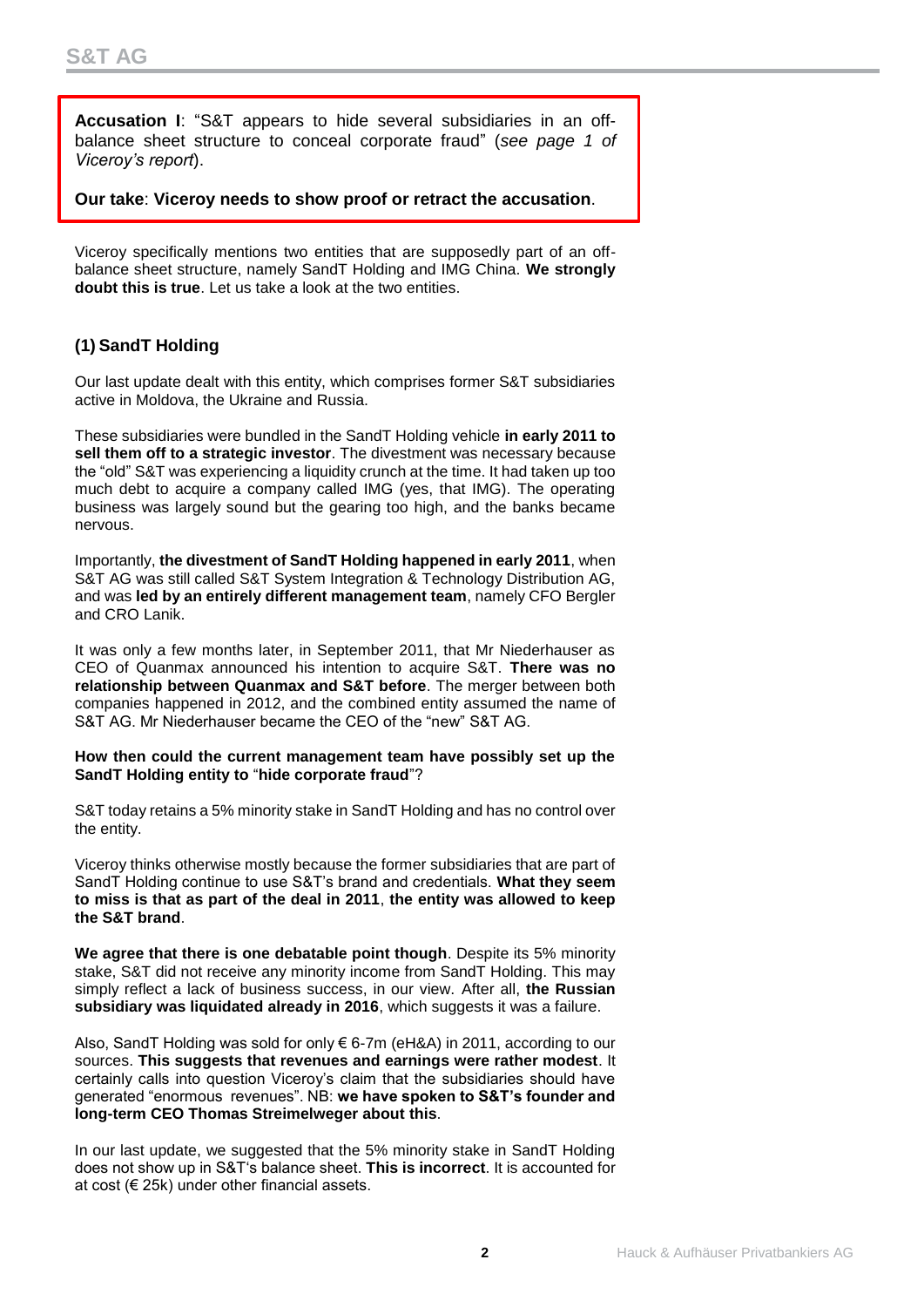**Accusation I**: "S&T appears to hide several subsidiaries in an off-balance sheet structure to conceal corporate fraud" (*see page 1 of Viceroy's report*).

**Our take**: **Viceroy needs to show proof or retract the accusation**.

Viceroy specifically mentions two entities that are supposedly part of an off-balance sheet structure, namely SandT Holding and IMG China. **We strongly doubt this is true**. Let us take a look at the two entities.

### (1) SandT Holding

Our last update dealt with this entity, which comprises former S&T subsidiaries active in Moldova, the Ukraine and Russia.

These subsidiaries were bundled in the SandT Holding vehicle **in early 2011 to sell them off to a strategic investor**. The divestment was necessary because the "old" S&T was experiencing a liquidity crunch at the time. It had taken up too much debt to acquire a company called IMG (yes, that IMG). The operating business was largely sound but the gearing too high, and the banks became nervous.

Importantly, **the divestment of SandT Holding happened in early 2011**, when S&T AG was still called S&T System Integration & Technology Distribution AG, and was **led by an entirely different management team**, namely CFO Bergler and CRO Lanik.

It was only a few months later, in September 2011, that Mr Niederhauser as CEO of Quanmax announced his intention to acquire S&T. **There was no relationship between Quanmax and S&T before**. The merger between both companies happened in 2012, and the combined entity assumed the name of S&T AG. Mr Niederhauser became the CEO of the "new" S&T AG.

**How then could the current management team have possibly set up the SandT Holding entity to "hide corporate fraud"?**

S&T today retains a 5% minority stake in SandT Holding and has no control over the entity.

Viceroy thinks otherwise mostly because the former subsidiaries that are part of SandT Holding continue to use S&T's brand and credentials. **What they seem to miss is that as part of the deal in 2011**, **the entity was allowed to keep the S&T brand**.

**We agree that there is one debatable point though**. Despite its 5% minority stake, S&T did not receive any minority income from SandT Holding. This may simply reflect a lack of business success, in our view. After all, **the Russian subsidiary was liquidated already in 2016**, which suggests it was a failure.

Also, SandT Holding was sold for only € 6-7m (eH&A) in 2011, according to our sources. **This suggests that revenues and earnings were rather modest**. It certainly calls into question Viceroy's claim that the subsidiaries should have generated "enormous revenues". NB: **we have spoken to S&T's founder and long-term CEO Thomas Streimelweger about this**.

In our last update, we suggested that the 5% minority stake in SandT Holding does not show up in S&T's balance sheet. **This is incorrect**. It is accounted for at cost (€ 25k) under other financial assets.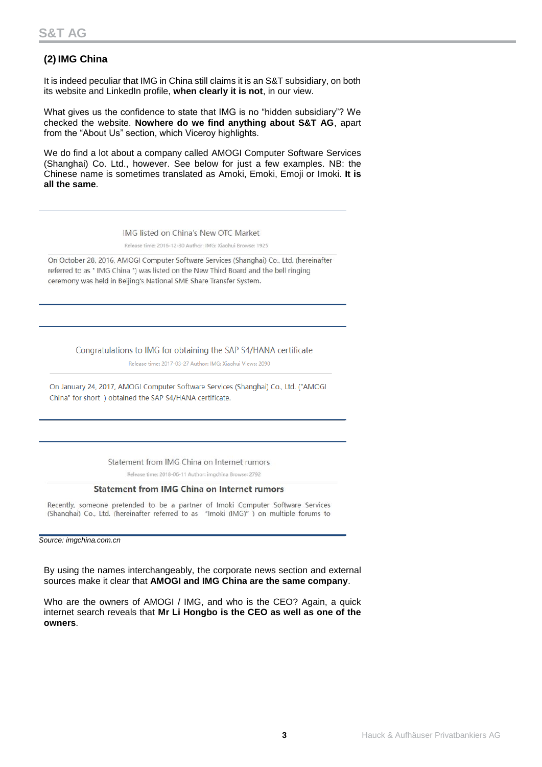## (2) IMG China

It is indeed peculiar that IMG in China still claims it is an S&T subsidiary, on both its website and LinkedIn profile, **when clearly it is not**, in our view.

What gives us the confidence to state that IMG is no "hidden subsidiary"? We checked the website. **Nowhere do we find anything about S&T AG**, apart from the "About Us" section, which Viceroy highlights.

We do find a lot about a company called AMOGI Computer Software Services (Shanghai) Co. Ltd., however. See below for just a few examples. NB: the Chinese name is sometimes translated as Amoki, Emoki, Emoji or Imoki. **It is all the same**.

IMG listed on China's New OTC Market

Release time: 2016-12-30 Author: IMG: Xiaohui Browse: 1925

On October 28, 2016, AMOGI Computer Software Services (Shanghai) Co., Ltd. (hereinafter referred to as " IMG China ") was listed on the New Third Board and the bell ringing ceremony was held in Beijing's National SME Share Transfer System.

Congratulations to IMG for obtaining the SAP S4/HANA certificate

Release time: 2017-03-27 Author: IMG: Xiaohui Views: 2090

On January 24, 2017, AMOGI Computer Software Services (Shanghai) Co., Ltd. ("AMOGI China" for short ) obtained the SAP S4/HANA certificate.

Statement from IMG China on Internet rumors

Release time: 2018-06-11 Author: imgchina Browse: 2792

**Statement from IMG China on Internet rumors**

Recently, someone pretended to be a partner of Imoki Computer Software Services (Shanghai) Co., Ltd. (hereinafter referred to as "Imoki (IMG)" ) on multiple forums to

*Source: imgchina.com.cn*

By using the names interchangeably, the corporate news section and external sources make it clear that **AMOGI and IMG China are the same company**.

Who are the owners of AMOGI / IMG, and who is the CEO? Again, a quick internet search reveals that **Mr Li Hongbo is the CEO as well as one of the owners**.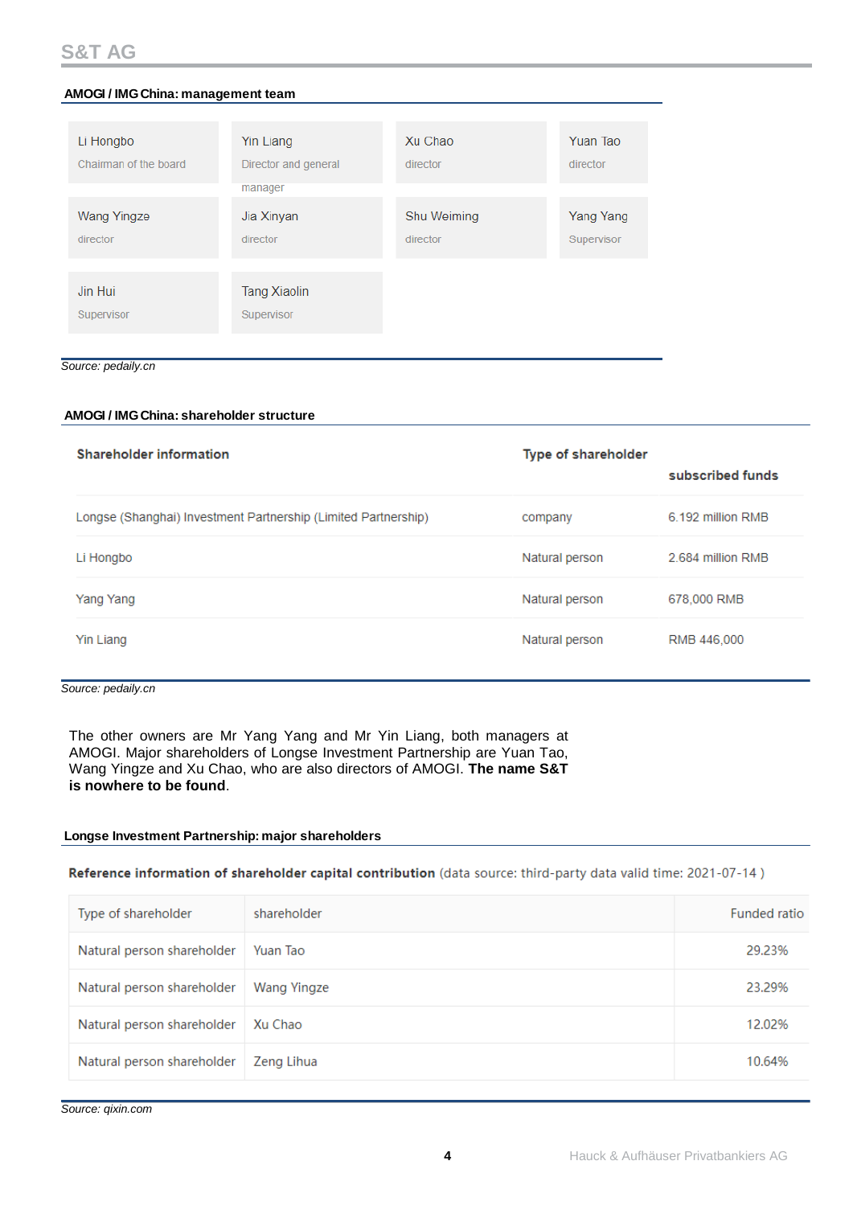**AMOGI / IMG China: management team**

| | | | |
|---|---|---|---|
| Li Hongbo<br>Chairman of the board | Yin Liang<br>Director and general manager | Xu Chao<br>director | Yuan Tao<br>director |
| Wang Yingze<br>director | Jia Xinyan<br>director | Shu Weiming<br>director | Yang Yang<br>Supervisor |
| Jin Hui<br>Supervisor | Tang Xiaolin<br>Supervisor | | |

*Source: pedaily.cn*

**AMOGI / IMG China: shareholder structure**

| Shareholder information | Type of shareholder | subscribed funds |
|---|---|---|
| Longse (Shanghai) Investment Partnership (Limited Partnership) | company | 6.192 million RMB |
| Li Hongbo | Natural person | 2.684 million RMB |
| Yang Yang | Natural person | 678,000 RMB |
| Yin Liang | Natural person | RMB 446,000 |

*Source: pedaily.cn*

The other owners are Mr Yang Yang and Mr Yin Liang, both managers at AMOGI. Major shareholders of Longse Investment Partnership are Yuan Tao, Wang Yingze and Xu Chao, who are also directors of AMOGI. **The name S&T is nowhere to be found**.

**Longse Investment Partnership: major shareholders**

**Reference information of shareholder capital contribution** (data source: third-party data valid time: 2021-07-14 )

| Type of shareholder | shareholder | Funded ratio |
|---|---|---|
| Natural person shareholder | Yuan Tao | 29.23% |
| Natural person shareholder | Wang Yingze | 23.29% |
| Natural person shareholder | Xu Chao | 12.02% |
| Natural person shareholder | Zeng Lihua | 10.64% |

*Source: qixin.com*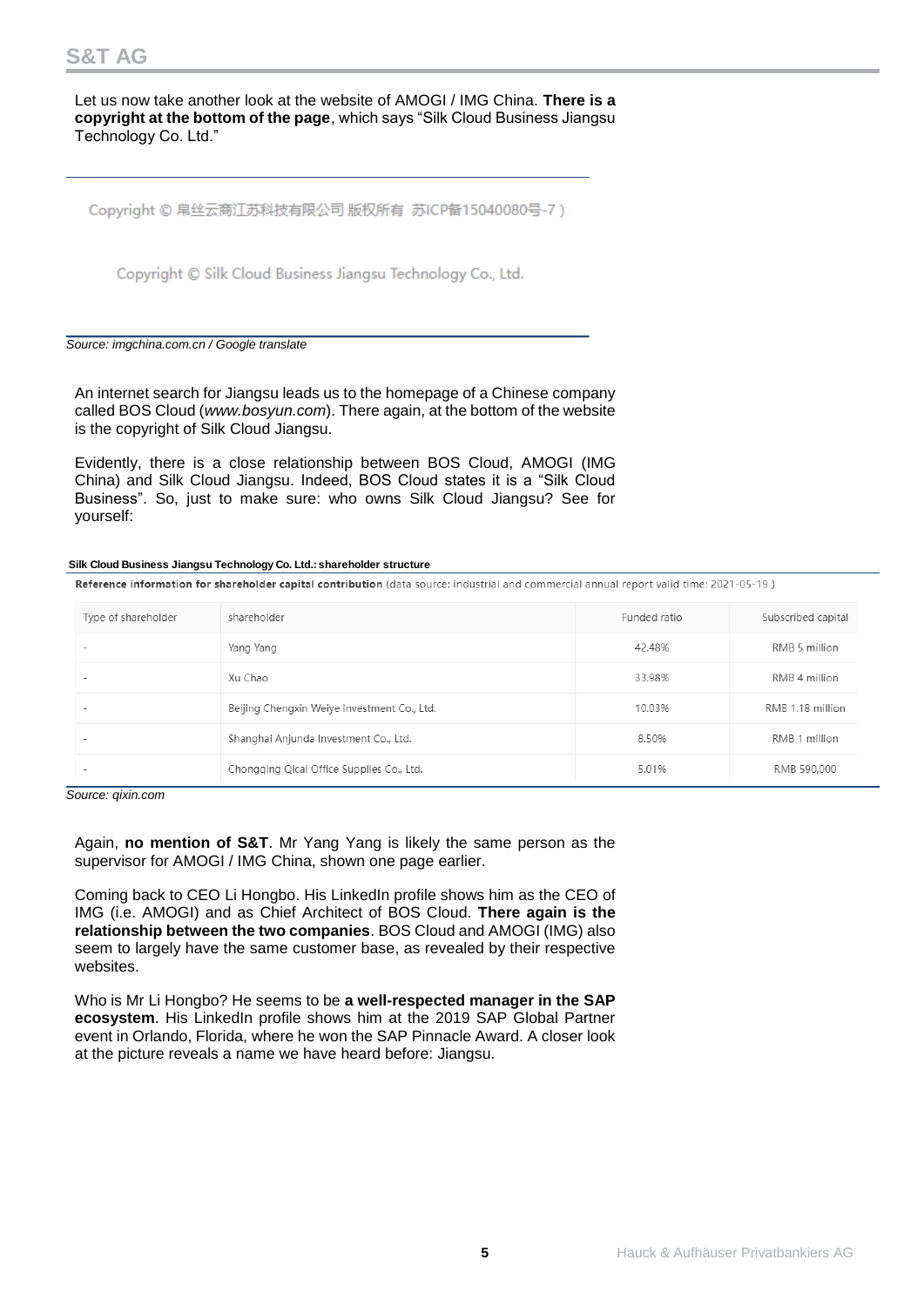Let us now take another look at the website of AMOGI / IMG China. **There is a copyright at the bottom of the page**, which says "Silk Cloud Business Jiangsu Technology Co. Ltd."

Copyright © 帛丝云商江苏科技有限公司 版权所有 苏ICP备15040080号-7 )

Copyright © Silk Cloud Business Jiangsu Technology Co., Ltd.

*Source: imgchina.com.cn / Google translate*

An internet search for Jiangsu leads us to the homepage of a Chinese company called BOS Cloud (*www.bosyun.com*). There again, at the bottom of the website is the copyright of Silk Cloud Jiangsu.

Evidently, there is a close relationship between BOS Cloud, AMOGI (IMG China) and Silk Cloud Jiangsu. Indeed, BOS Cloud states it is a "Silk Cloud Business". So, just to make sure: who owns Silk Cloud Jiangsu? See for yourself:

**Silk Cloud Business Jiangsu Technology Co. Ltd.: shareholder structure**

**Reference information for shareholder capital contribution** (data source: industrial and commercial annual report valid time: 2021-05-19 )

| Type of shareholder | shareholder | Funded ratio | Subscribed capital |
|---|---|---|---|
| - | Yang Yang | 42.48% | RMB 5 million |
| - | Xu Chao | 33.98% | RMB 4 million |
| - | Beijing Chengxin Weiye Investment Co., Ltd. | 10.03% | RMB 1.18 million |
| - | Shanghai Anjunda Investment Co., Ltd. | 8.50% | RMB 1 million |
| - | Chongqing Qical Office Supplies Co., Ltd. | 5.01% | RMB 590,000 |

*Source: qixin.com*

Again, **no mention of S&T**. Mr Yang Yang is likely the same person as the supervisor for AMOGI / IMG China, shown one page earlier.

Coming back to CEO Li Hongbo. His LinkedIn profile shows him as the CEO of IMG (i.e. AMOGI) and as Chief Architect of BOS Cloud. **There again is the relationship between the two companies**. BOS Cloud and AMOGI (IMG) also seem to largely have the same customer base, as revealed by their respective websites.

Who is Mr Li Hongbo? He seems to be **a well-respected manager in the SAP ecosystem**. His LinkedIn profile shows him at the 2019 SAP Global Partner event in Orlando, Florida, where he won the SAP Pinnacle Award. A closer look at the picture reveals a name we have heard before: Jiangsu.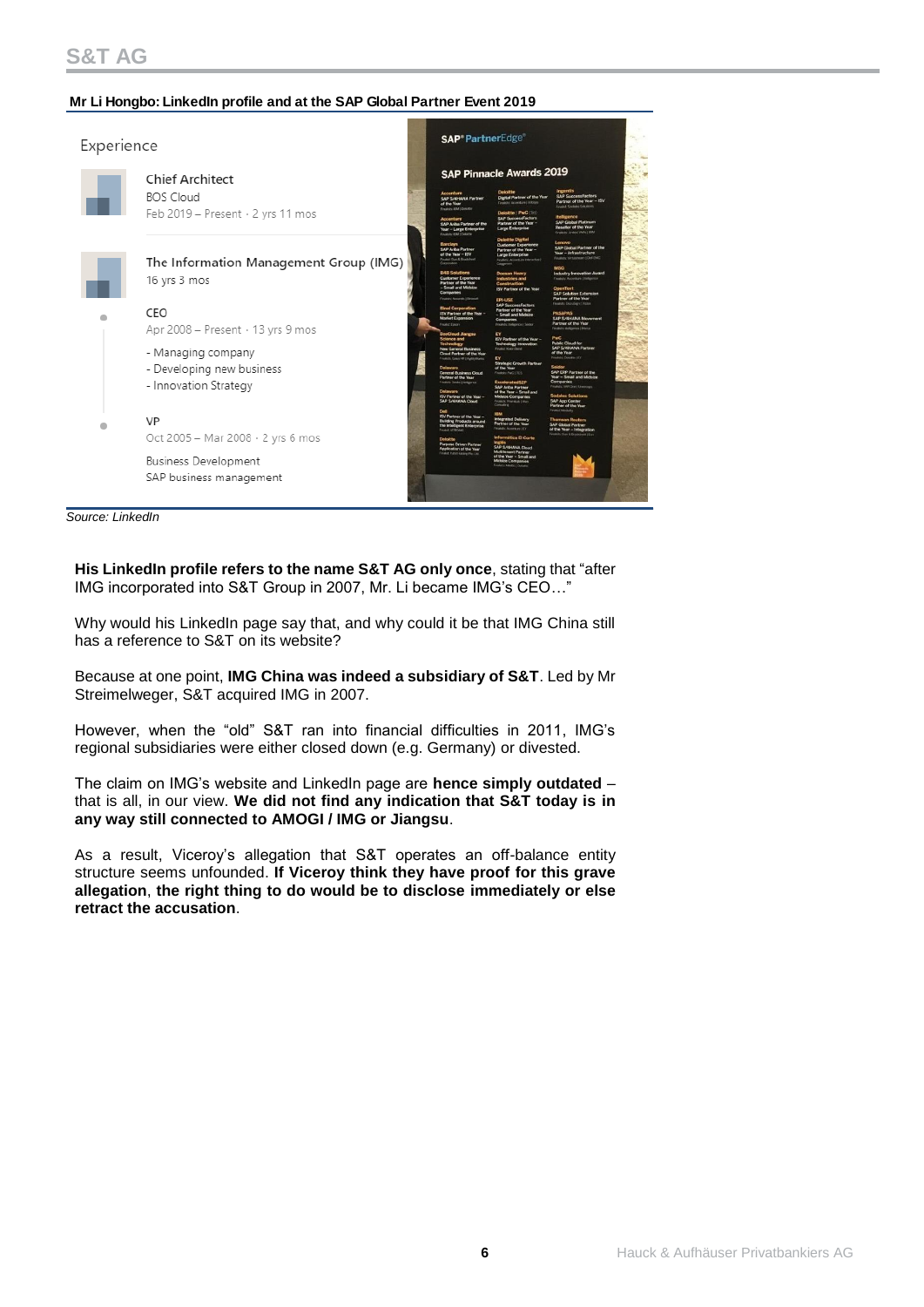**Mr Li Hongbo: LinkedIn profile and at the SAP Global Partner Event 2019**

Experience

Chief Architect
BOS Cloud
Feb 2019 – Present · 2 yrs 11 mos

The Information Management Group (IMG)
16 yrs 3 mos

CEO
Apr 2008 – Present · 13 yrs 9 mos

- Managing company
- Developing new business
- Innovation Strategy

VP
Oct 2005 – Mar 2008 · 2 yrs 6 mos

Business Development
SAP business management

*Source: LinkedIn*

**His LinkedIn profile refers to the name S&T AG only once**, stating that "after IMG incorporated into S&T Group in 2007, Mr. Li became IMG's CEO…"

Why would his LinkedIn page say that, and why could it be that IMG China still has a reference to S&T on its website?

Because at one point, **IMG China was indeed a subsidiary of S&T**. Led by Mr Streimelweger, S&T acquired IMG in 2007.

However, when the "old" S&T ran into financial difficulties in 2011, IMG's regional subsidiaries were either closed down (e.g. Germany) or divested.

The claim on IMG's website and LinkedIn page are **hence simply outdated** – that is all, in our view. **We did not find any indication that S&T today is in any way still connected to AMOGI / IMG or Jiangsu**.

As a result, Viceroy's allegation that S&T operates an off-balance entity structure seems unfounded. **If Viceroy think they have proof for this grave allegation**, **the right thing to do would be to disclose immediately or else retract the accusation**.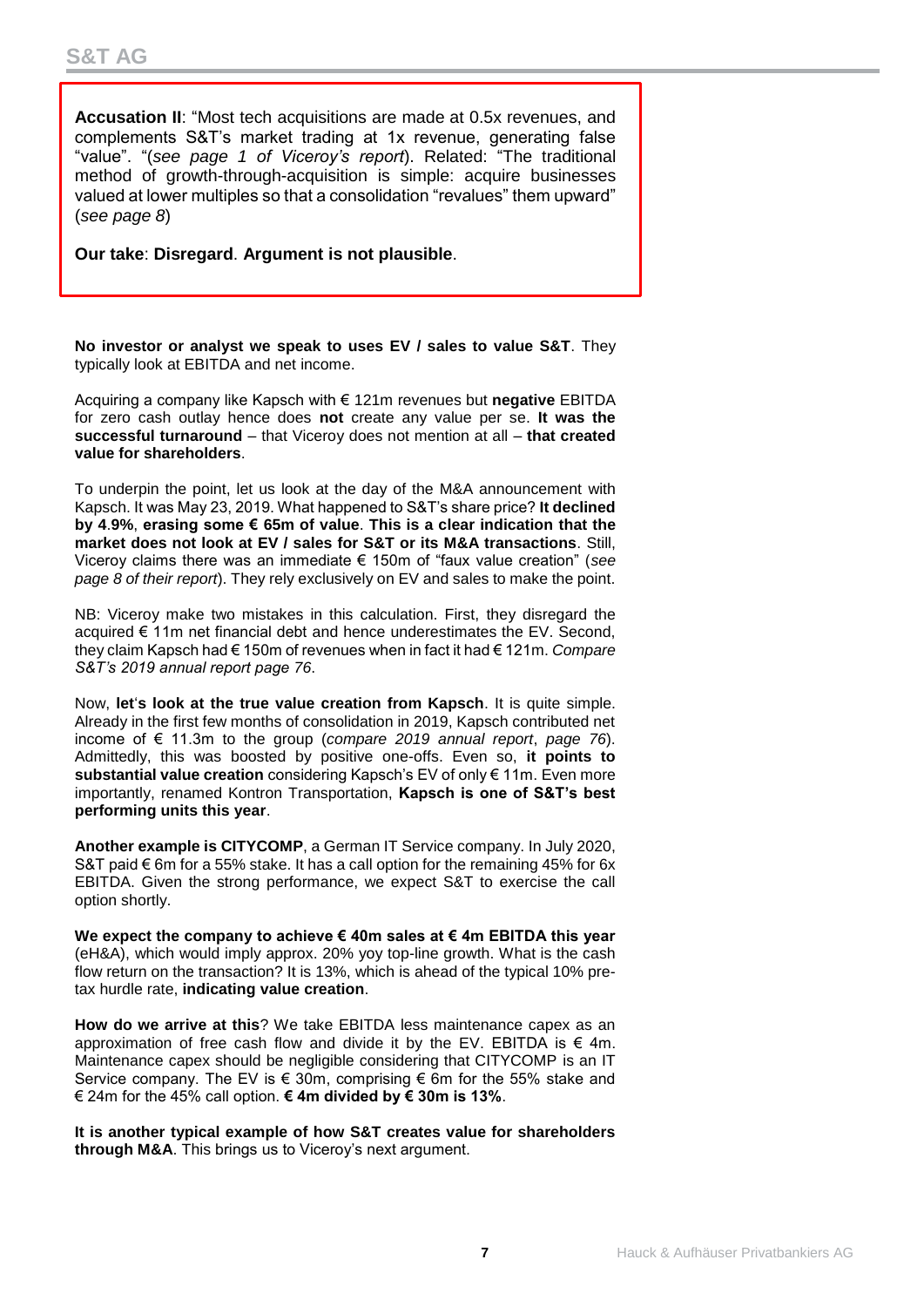**Accusation II**: "Most tech acquisitions are made at 0.5x revenues, and complements S&T's market trading at 1x revenue, generating false "value". "(*see page 1 of Viceroy's report*). Related: "The traditional method of growth-through-acquisition is simple: acquire businesses valued at lower multiples so that a consolidation "revalues" them upward" (*see page 8*)

**Our take**: **Disregard**. **Argument is not plausible**.

**No investor or analyst we speak to uses EV / sales to value S&T**. They typically look at EBITDA and net income.

Acquiring a company like Kapsch with € 121m revenues but **negative** EBITDA for zero cash outlay hence does **not** create any value per se. **It was the successful turnaround** – that Viceroy does not mention at all – **that created value for shareholders**.

To underpin the point, let us look at the day of the M&A announcement with Kapsch. It was May 23, 2019. What happened to S&T's share price? **It declined by 4.9%**, **erasing some € 65m of value**. **This is a clear indication that the market does not look at EV / sales for S&T or its M&A transactions**. Still, Viceroy claims there was an immediate € 150m of "faux value creation" (*see page 8 of their report*). They rely exclusively on EV and sales to make the point.

NB: Viceroy make two mistakes in this calculation. First, they disregard the acquired € 11m net financial debt and hence underestimates the EV. Second, they claim Kapsch had € 150m of revenues when in fact it had € 121m. *Compare S&T's 2019 annual report page 76*.

Now, **let's look at the true value creation from Kapsch**. It is quite simple. Already in the first few months of consolidation in 2019, Kapsch contributed net income of € 11.3m to the group (*compare 2019 annual report*, *page 76*). Admittedly, this was boosted by positive one-offs. Even so, **it points to substantial value creation** considering Kapsch's EV of only € 11m. Even more importantly, renamed Kontron Transportation, **Kapsch is one of S&T's best performing units this year**.

**Another example is CITYCOMP**, a German IT Service company. In July 2020, S&T paid € 6m for a 55% stake. It has a call option for the remaining 45% for 6x EBITDA. Given the strong performance, we expect S&T to exercise the call option shortly.

**We expect the company to achieve € 40m sales at € 4m EBITDA this year** (eH&A), which would imply approx. 20% yoy top-line growth. What is the cash flow return on the transaction? It is 13%, which is ahead of the typical 10% pre-tax hurdle rate, **indicating value creation**.

**How do we arrive at this**? We take EBITDA less maintenance capex as an approximation of free cash flow and divide it by the EV. EBITDA is € 4m. Maintenance capex should be negligible considering that CITYCOMP is an IT Service company. The EV is € 30m, comprising € 6m for the 55% stake and € 24m for the 45% call option. **€ 4m divided by € 30m is 13%**.

**It is another typical example of how S&T creates value for shareholders through M&A**. This brings us to Viceroy's next argument.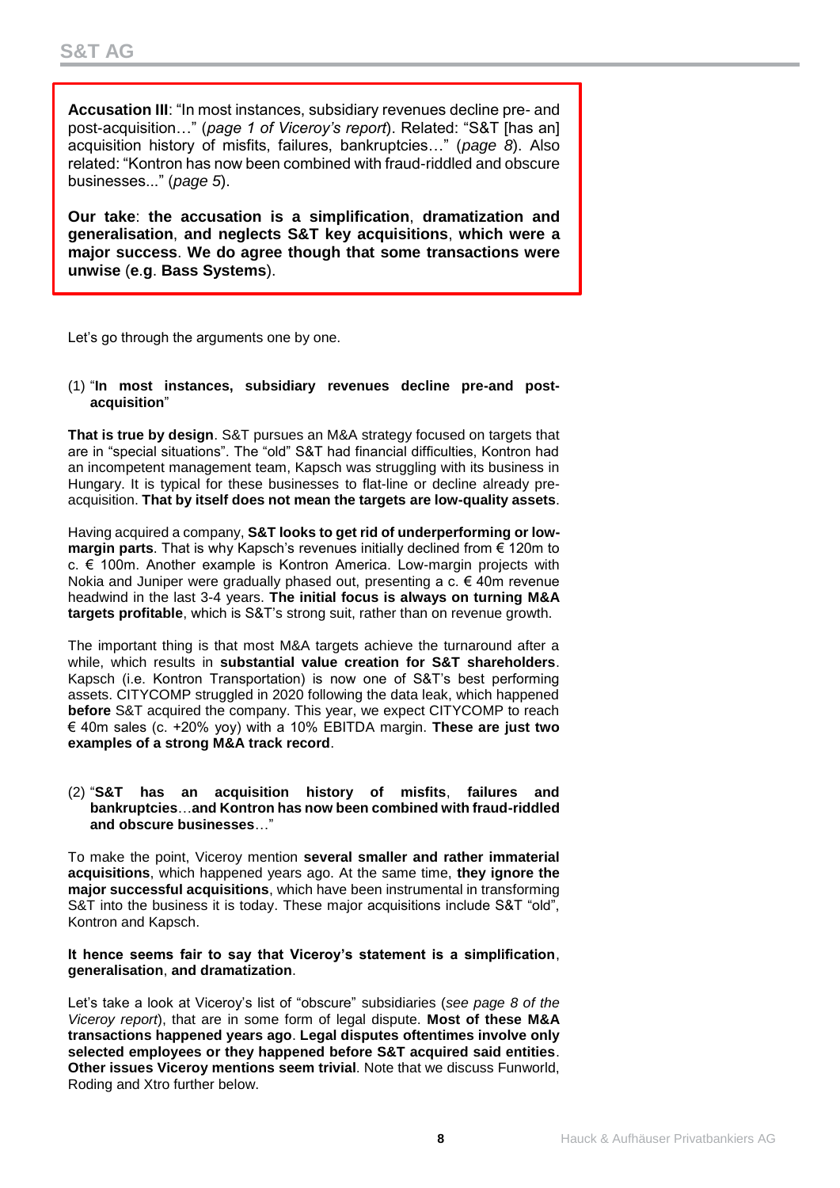**Accusation III**: "In most instances, subsidiary revenues decline pre- and post-acquisition…" (*page 1 of Viceroy's report*). Related: "S&T [has an] acquisition history of misfits, failures, bankruptcies…" (*page 8*). Also related: "Kontron has now been combined with fraud-riddled and obscure businesses..." (*page 5*).

**Our take**: **the accusation is a simplification**, **dramatization and generalisation**, **and neglects S&T key acquisitions**, **which were a major success**. **We do agree though that some transactions were unwise** (**e**.**g**. **Bass Systems**).

Let's go through the arguments one by one.

(1) "**In most instances, subsidiary revenues decline pre-and post-acquisition**"

**That is true by design**. S&T pursues an M&A strategy focused on targets that are in "special situations". The "old" S&T had financial difficulties, Kontron had an incompetent management team, Kapsch was struggling with its business in Hungary. It is typical for these businesses to flat-line or decline already pre-acquisition. **That by itself does not mean the targets are low-quality assets**.

Having acquired a company, **S&T looks to get rid of underperforming or low-margin parts**. That is why Kapsch's revenues initially declined from € 120m to c. € 100m. Another example is Kontron America. Low-margin projects with Nokia and Juniper were gradually phased out, presenting a c. € 40m revenue headwind in the last 3-4 years. **The initial focus is always on turning M&A targets profitable**, which is S&T's strong suit, rather than on revenue growth.

The important thing is that most M&A targets achieve the turnaround after a while, which results in **substantial value creation for S&T shareholders**. Kapsch (i.e. Kontron Transportation) is now one of S&T's best performing assets. CITYCOMP struggled in 2020 following the data leak, which happened **before** S&T acquired the company. This year, we expect CITYCOMP to reach € 40m sales (c. +20% yoy) with a 10% EBITDA margin. **These are just two examples of a strong M&A track record**.

(2) "**S&T has an acquisition history of misfits**, **failures and bankruptcies**…**and Kontron has now been combined with fraud-riddled and obscure businesses**…"

To make the point, Viceroy mention **several smaller and rather immaterial acquisitions**, which happened years ago. At the same time, **they ignore the major successful acquisitions**, which have been instrumental in transforming S&T into the business it is today. These major acquisitions include S&T "old", Kontron and Kapsch.

**It hence seems fair to say that Viceroy's statement is a simplification**, **generalisation**, **and dramatization**.

Let's take a look at Viceroy's list of "obscure" subsidiaries (*see page 8 of the Viceroy report*), that are in some form of legal dispute. **Most of these M&A transactions happened years ago**. **Legal disputes oftentimes involve only selected employees or they happened before S&T acquired said entities**. **Other issues Viceroy mentions seem trivial**. Note that we discuss Funworld, Roding and Xtro further below.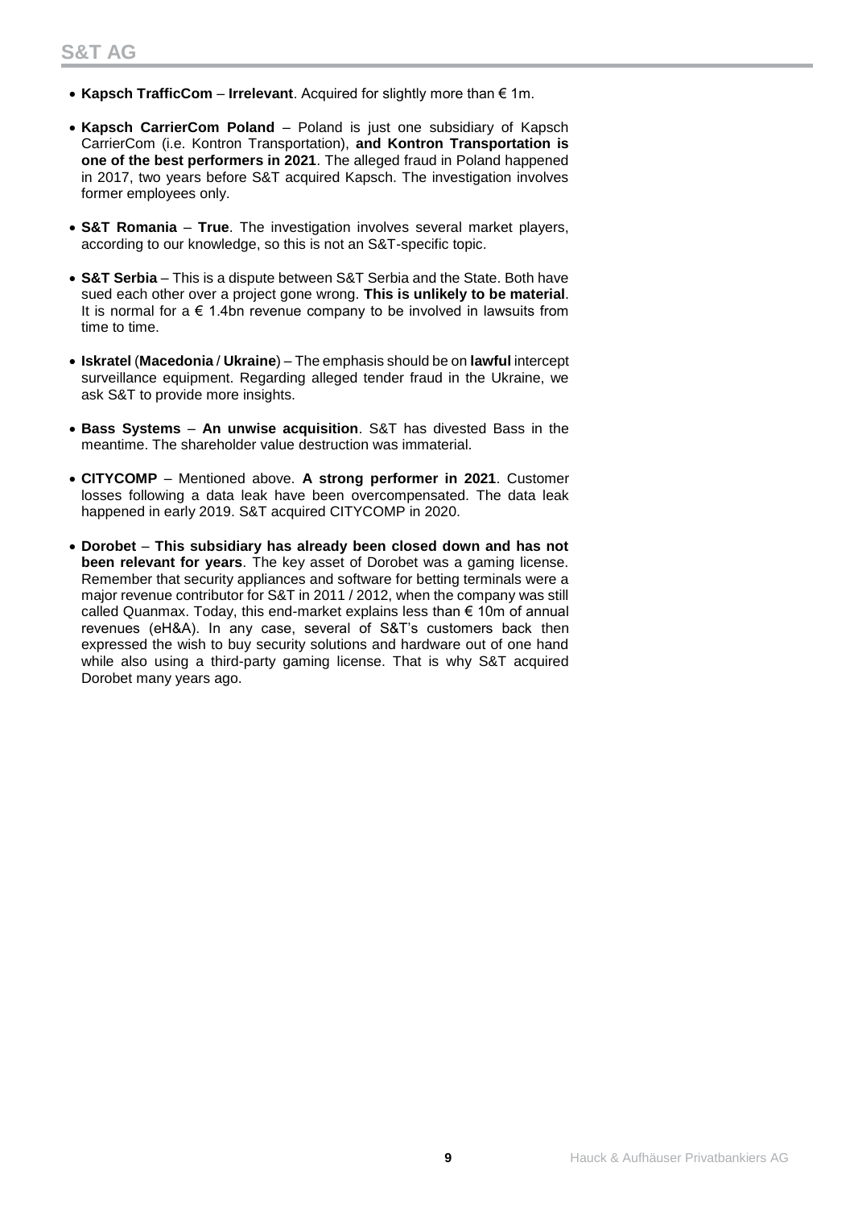- **Kapsch TrafficCom** – **Irrelevant**. Acquired for slightly more than € 1m.

- **Kapsch CarrierCom Poland** – Poland is just one subsidiary of Kapsch CarrierCom (i.e. Kontron Transportation), **and Kontron Transportation is one of the best performers in 2021**. The alleged fraud in Poland happened in 2017, two years before S&T acquired Kapsch. The investigation involves former employees only.

- **S&T Romania** – **True**. The investigation involves several market players, according to our knowledge, so this is not an S&T-specific topic.

- **S&T Serbia** – This is a dispute between S&T Serbia and the State. Both have sued each other over a project gone wrong. **This is unlikely to be material**. It is normal for a € 1.4bn revenue company to be involved in lawsuits from time to time.

- **Iskratel** (**Macedonia** / **Ukraine**) – The emphasis should be on **lawful** intercept surveillance equipment. Regarding alleged tender fraud in the Ukraine, we ask S&T to provide more insights.

- **Bass Systems** – **An unwise acquisition**. S&T has divested Bass in the meantime. The shareholder value destruction was immaterial.

- **CITYCOMP** – Mentioned above. **A strong performer in 2021**. Customer losses following a data leak have been overcompensated. The data leak happened in early 2019. S&T acquired CITYCOMP in 2020.

- **Dorobet** – **This subsidiary has already been closed down and has not been relevant for years**. The key asset of Dorobet was a gaming license. Remember that security appliances and software for betting terminals were a major revenue contributor for S&T in 2011 / 2012, when the company was still called Quanmax. Today, this end-market explains less than € 10m of annual revenues (eH&A). In any case, several of S&T's customers back then expressed the wish to buy security solutions and hardware out of one hand while also using a third-party gaming license. That is why S&T acquired Dorobet many years ago.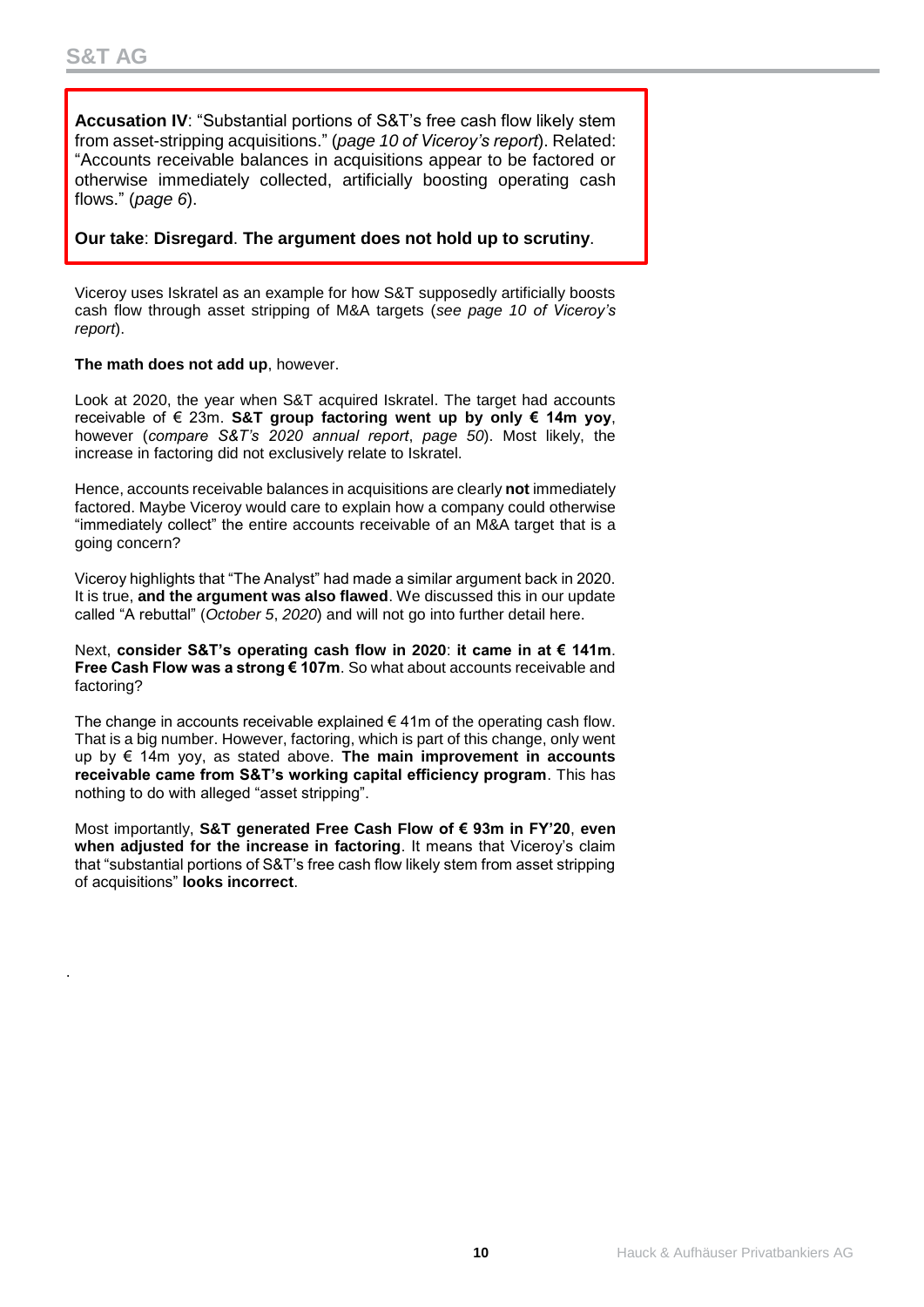**Accusation IV**: "Substantial portions of S&T's free cash flow likely stem from asset-stripping acquisitions." (*page 10 of Viceroy's report*). Related: "Accounts receivable balances in acquisitions appear to be factored or otherwise immediately collected, artificially boosting operating cash flows." (*page 6*).

**Our take**: **Disregard**. **The argument does not hold up to scrutiny**.

Viceroy uses Iskratel as an example for how S&T supposedly artificially boosts cash flow through asset stripping of M&A targets (*see page 10 of Viceroy's report*).

**The math does not add up**, however.

Look at 2020, the year when S&T acquired Iskratel. The target had accounts receivable of € 23m. **S&T group factoring went up by only € 14m yoy**, however (*compare S&T's 2020 annual report*, *page 50*). Most likely, the increase in factoring did not exclusively relate to Iskratel.

Hence, accounts receivable balances in acquisitions are clearly **not** immediately factored. Maybe Viceroy would care to explain how a company could otherwise "immediately collect" the entire accounts receivable of an M&A target that is a going concern?

Viceroy highlights that "The Analyst" had made a similar argument back in 2020. It is true, **and the argument was also flawed**. We discussed this in our update called "A rebuttal" (*October 5*, *2020*) and will not go into further detail here.

Next, **consider S&T's operating cash flow in 2020**: **it came in at € 141m**. **Free Cash Flow was a strong € 107m**. So what about accounts receivable and factoring?

The change in accounts receivable explained € 41m of the operating cash flow. That is a big number. However, factoring, which is part of this change, only went up by € 14m yoy, as stated above. **The main improvement in accounts receivable came from S&T's working capital efficiency program**. This has nothing to do with alleged "asset stripping".

Most importantly, **S&T generated Free Cash Flow of € 93m in FY'20**, **even when adjusted for the increase in factoring**. It means that Viceroy's claim that "substantial portions of S&T's free cash flow likely stem from asset stripping of acquisitions" **looks incorrect**.

.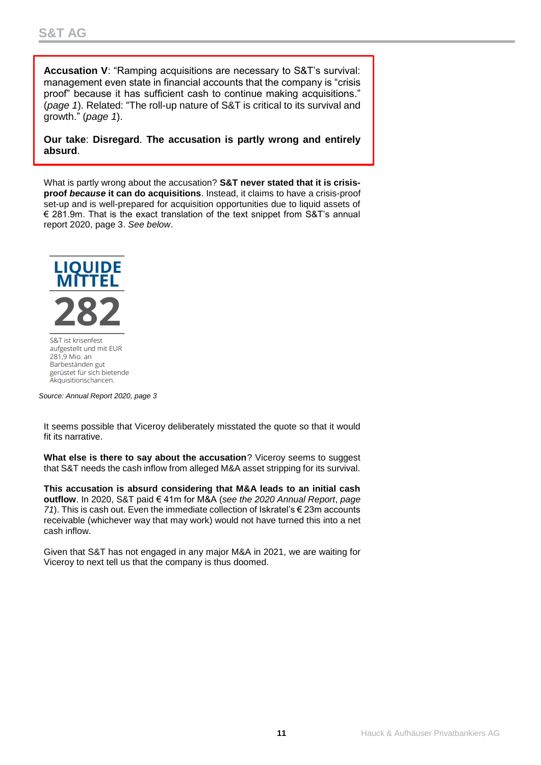**Accusation V**: "Ramping acquisitions are necessary to S&T's survival: management even state in financial accounts that the company is "crisis proof" because it has sufficient cash to continue making acquisitions." (*page 1*). Related: "The roll-up nature of S&T is critical to its survival and growth." (*page 1*).

**Our take**: **Disregard**. **The accusation is partly wrong and entirely absurd**.

What is partly wrong about the accusation? **S&T never stated that it is crisis-proof *because* it can do acquisitions**. Instead, it claims to have a crisis-proof set-up and is well-prepared for acquisition opportunities due to liquid assets of € 281.9m. That is the exact translation of the text snippet from S&T's annual report 2020, page 3. *See below*.

**LIQUIDE MITTEL**

**282**

S&T ist krisenfest aufgestellt und mit EUR 281,9 Mio. an Barbeständen gut gerüstet für sich bietende Akquisitionschancen.

*Source: Annual Report 2020, page 3*

It seems possible that Viceroy deliberately misstated the quote so that it would fit its narrative.

**What else is there to say about the accusation**? Viceroy seems to suggest that S&T needs the cash inflow from alleged M&A asset stripping for its survival.

**This accusation is absurd considering that M&A leads to an initial cash outflow**. In 2020, S&T paid € 41m for M&A (*see the 2020 Annual Report*, *page 71*). This is cash out. Even the immediate collection of Iskratel's € 23m accounts receivable (whichever way that may work) would not have turned this into a net cash inflow.

Given that S&T has not engaged in any major M&A in 2021, we are waiting for Viceroy to next tell us that the company is thus doomed.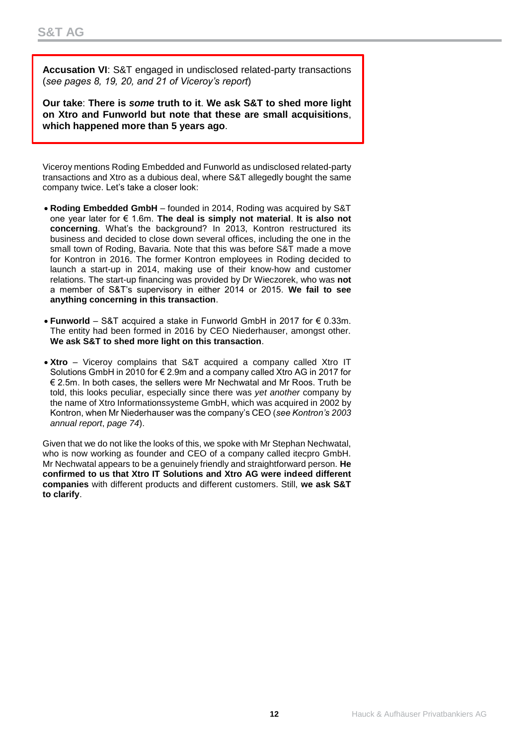**Accusation VI**: S&T engaged in undisclosed related-party transactions (*see pages 8, 19, 20, and 21 of Viceroy's report*)

**Our take**: **There is *some* truth to it**. **We ask S&T to shed more light on Xtro and Funworld but note that these are small acquisitions**, **which happened more than 5 years ago**.

Viceroy mentions Roding Embedded and Funworld as undisclosed related-party transactions and Xtro as a dubious deal, where S&T allegedly bought the same company twice. Let's take a closer look:

- **Roding Embedded GmbH** – founded in 2014, Roding was acquired by S&T one year later for € 1.6m. **The deal is simply not material**. **It is also not concerning**. What's the background? In 2013, Kontron restructured its business and decided to close down several offices, including the one in the small town of Roding, Bavaria. Note that this was before S&T made a move for Kontron in 2016. The former Kontron employees in Roding decided to launch a start-up in 2014, making use of their know-how and customer relations. The start-up financing was provided by Dr Wieczorek, who was **not** a member of S&T's supervisory in either 2014 or 2015. **We fail to see anything concerning in this transaction**.
- **Funworld** – S&T acquired a stake in Funworld GmbH in 2017 for € 0.33m. The entity had been formed in 2016 by CEO Niederhauser, amongst other. **We ask S&T to shed more light on this transaction**.
- **Xtro** – Viceroy complains that S&T acquired a company called Xtro IT Solutions GmbH in 2010 for € 2.9m and a company called Xtro AG in 2017 for € 2.5m. In both cases, the sellers were Mr Nechwatal and Mr Roos. Truth be told, this looks peculiar, especially since there was *yet another* company by the name of Xtro Informationssysteme GmbH, which was acquired in 2002 by Kontron, when Mr Niederhauser was the company's CEO (*see Kontron's 2003 annual report*, *page 74*).

Given that we do not like the looks of this, we spoke with Mr Stephan Nechwatal, who is now working as founder and CEO of a company called itecpro GmbH. Mr Nechwatal appears to be a genuinely friendly and straightforward person. **He confirmed to us that Xtro IT Solutions and Xtro AG were indeed different companies** with different products and different customers. Still, **we ask S&T to clarify**.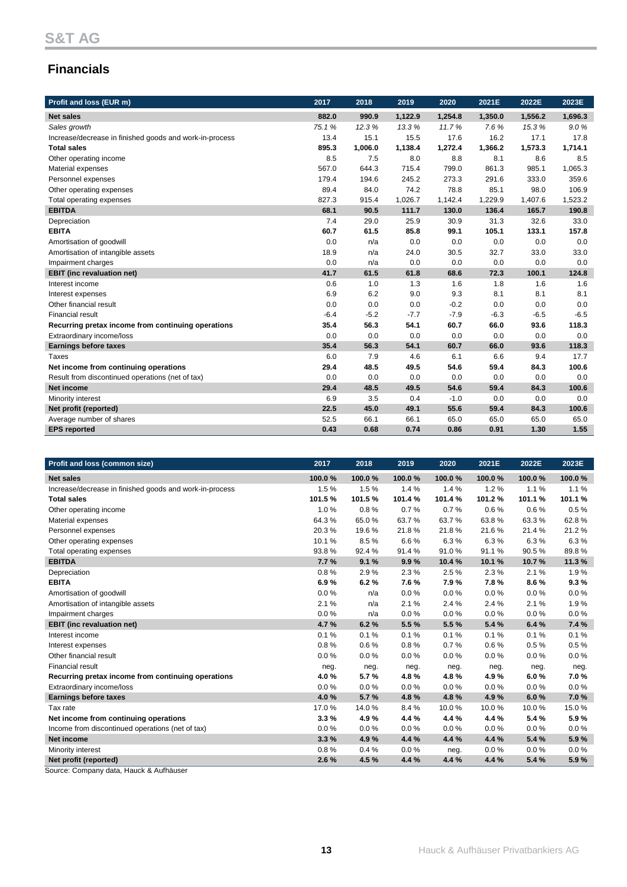## Financials

| Profit and loss (EUR m) | 2017 | 2018 | 2019 | 2020 | 2021E | 2022E | 2023E |
|---|---|---|---|---|---|---|---|
| **Net sales** | **882.0** | **990.9** | **1,122.9** | **1,254.8** | **1,350.0** | **1,556.2** | **1,696.3** |
| *Sales growth* | *75.1 %* | *12.3 %* | *13.3 %* | *11.7 %* | *7.6 %* | *15.3 %* | *9.0 %* |
| Increase/decrease in finished goods and work-in-process | 13.4 | 15.1 | 15.5 | 17.6 | 16.2 | 17.1 | 17.8 |
| **Total sales** | **895.3** | **1,006.0** | **1,138.4** | **1,272.4** | **1,366.2** | **1,573.3** | **1,714.1** |
| Other operating income | 8.5 | 7.5 | 8.0 | 8.8 | 8.1 | 8.6 | 8.5 |
| Material expenses | 567.0 | 644.3 | 715.4 | 799.0 | 861.3 | 985.1 | 1,065.3 |
| Personnel expenses | 179.4 | 194.6 | 245.2 | 273.3 | 291.6 | 333.0 | 359.6 |
| Other operating expenses | 89.4 | 84.0 | 74.2 | 78.8 | 85.1 | 98.0 | 106.9 |
| Total operating expenses | 827.3 | 915.4 | 1,026.7 | 1,142.4 | 1,229.9 | 1,407.6 | 1,523.2 |
| **EBITDA** | **68.1** | **90.5** | **111.7** | **130.0** | **136.4** | **165.7** | **190.8** |
| Depreciation | 7.4 | 29.0 | 25.9 | 30.9 | 31.3 | 32.6 | 33.0 |
| **EBITA** | **60.7** | **61.5** | **85.8** | **99.1** | **105.1** | **133.1** | **157.8** |
| Amortisation of goodwill | 0.0 | n/a | 0.0 | 0.0 | 0.0 | 0.0 | 0.0 |
| Amortisation of intangible assets | 18.9 | n/a | 24.0 | 30.5 | 32.7 | 33.0 | 33.0 |
| Impairment charges | 0.0 | n/a | 0.0 | 0.0 | 0.0 | 0.0 | 0.0 |
| **EBIT (inc revaluation net)** | **41.7** | **61.5** | **61.8** | **68.6** | **72.3** | **100.1** | **124.8** |
| Interest income | 0.6 | 1.0 | 1.3 | 1.6 | 1.8 | 1.6 | 1.6 |
| Interest expenses | 6.9 | 6.2 | 9.0 | 9.3 | 8.1 | 8.1 | 8.1 |
| Other financial result | 0.0 | 0.0 | 0.0 | -0.2 | 0.0 | 0.0 | 0.0 |
| Financial result | -6.4 | -5.2 | -7.7 | -7.9 | -6.3 | -6.5 | -6.5 |
| **Recurring pretax income from continuing operations** | **35.4** | **56.3** | **54.1** | **60.7** | **66.0** | **93.6** | **118.3** |
| Extraordinary income/loss | 0.0 | 0.0 | 0.0 | 0.0 | 0.0 | 0.0 | 0.0 |
| **Earnings before taxes** | **35.4** | **56.3** | **54.1** | **60.7** | **66.0** | **93.6** | **118.3** |
| Taxes | 6.0 | 7.9 | 4.6 | 6.1 | 6.6 | 9.4 | 17.7 |
| **Net income from continuing operations** | **29.4** | **48.5** | **49.5** | **54.6** | **59.4** | **84.3** | **100.6** |
| Result from discontinued operations (net of tax) | 0.0 | 0.0 | 0.0 | 0.0 | 0.0 | 0.0 | 0.0 |
| **Net income** | **29.4** | **48.5** | **49.5** | **54.6** | **59.4** | **84.3** | **100.6** |
| Minority interest | 6.9 | 3.5 | 0.4 | -1.0 | 0.0 | 0.0 | 0.0 |
| **Net profit (reported)** | **22.5** | **45.0** | **49.1** | **55.6** | **59.4** | **84.3** | **100.6** |
| Average number of shares | 52.5 | 66.1 | 66.1 | 65.0 | 65.0 | 65.0 | 65.0 |
| **EPS reported** | **0.43** | **0.68** | **0.74** | **0.86** | **0.91** | **1.30** | **1.55** |

| Profit and loss (common size) | 2017 | 2018 | 2019 | 2020 | 2021E | 2022E | 2023E |
|---|---|---|---|---|---|---|---|
| **Net sales** | **100.0 %** | **100.0 %** | **100.0 %** | **100.0 %** | **100.0 %** | **100.0 %** | **100.0 %** |
| Increase/decrease in finished goods and work-in-process | 1.5 % | 1.5 % | 1.4 % | 1.4 % | 1.2 % | 1.1 % | 1.1 % |
| **Total sales** | **101.5 %** | **101.5 %** | **101.4 %** | **101.4 %** | **101.2 %** | **101.1 %** | **101.1 %** |
| Other operating income | 1.0 % | 0.8 % | 0.7 % | 0.7 % | 0.6 % | 0.6 % | 0.5 % |
| Material expenses | 64.3 % | 65.0 % | 63.7 % | 63.7 % | 63.8 % | 63.3 % | 62.8 % |
| Personnel expenses | 20.3 % | 19.6 % | 21.8 % | 21.8 % | 21.6 % | 21.4 % | 21.2 % |
| Other operating expenses | 10.1 % | 8.5 % | 6.6 % | 6.3 % | 6.3 % | 6.3 % | 6.3 % |
| Total operating expenses | 93.8 % | 92.4 % | 91.4 % | 91.0 % | 91.1 % | 90.5 % | 89.8 % |
| **EBITDA** | **7.7 %** | **9.1 %** | **9.9 %** | **10.4 %** | **10.1 %** | **10.7 %** | **11.3 %** |
| Depreciation | 0.8 % | 2.9 % | 2.3 % | 2.5 % | 2.3 % | 2.1 % | 1.9 % |
| **EBITA** | **6.9 %** | **6.2 %** | **7.6 %** | **7.9 %** | **7.8 %** | **8.6 %** | **9.3 %** |
| Amortisation of goodwill | 0.0 % | n/a | 0.0 % | 0.0 % | 0.0 % | 0.0 % | 0.0 % |
| Amortisation of intangible assets | 2.1 % | n/a | 2.1 % | 2.4 % | 2.4 % | 2.1 % | 1.9 % |
| Impairment charges | 0.0 % | n/a | 0.0 % | 0.0 % | 0.0 % | 0.0 % | 0.0 % |
| **EBIT (inc revaluation net)** | **4.7 %** | **6.2 %** | **5.5 %** | **5.5 %** | **5.4 %** | **6.4 %** | **7.4 %** |
| Interest income | 0.1 % | 0.1 % | 0.1 % | 0.1 % | 0.1 % | 0.1 % | 0.1 % |
| Interest expenses | 0.8 % | 0.6 % | 0.8 % | 0.7 % | 0.6 % | 0.5 % | 0.5 % |
| Other financial result | 0.0 % | 0.0 % | 0.0 % | 0.0 % | 0.0 % | 0.0 % | 0.0 % |
| Financial result | neg. | neg. | neg. | neg. | neg. | neg. | neg. |
| **Recurring pretax income from continuing operations** | **4.0 %** | **5.7 %** | **4.8 %** | **4.8 %** | **4.9 %** | **6.0 %** | **7.0 %** |
| Extraordinary income/loss | 0.0 % | 0.0 % | 0.0 % | 0.0 % | 0.0 % | 0.0 % | 0.0 % |
| **Earnings before taxes** | **4.0 %** | **5.7 %** | **4.8 %** | **4.8 %** | **4.9 %** | **6.0 %** | **7.0 %** |
| Tax rate | 17.0 % | 14.0 % | 8.4 % | 10.0 % | 10.0 % | 10.0 % | 15.0 % |
| **Net income from continuing operations** | **3.3 %** | **4.9 %** | **4.4 %** | **4.4 %** | **4.4 %** | **5.4 %** | **5.9 %** |
| Income from discontinued operations (net of tax) | 0.0 % | 0.0 % | 0.0 % | 0.0 % | 0.0 % | 0.0 % | 0.0 % |
| **Net income** | **3.3 %** | **4.9 %** | **4.4 %** | **4.4 %** | **4.4 %** | **5.4 %** | **5.9 %** |
| Minority interest | 0.8 % | 0.4 % | 0.0 % | neg. | 0.0 % | 0.0 % | 0.0 % |
| **Net profit (reported)** | **2.6 %** | **4.5 %** | **4.4 %** | **4.4 %** | **4.4 %** | **5.4 %** | **5.9 %** |

Source: Company data, Hauck & Aufhäuser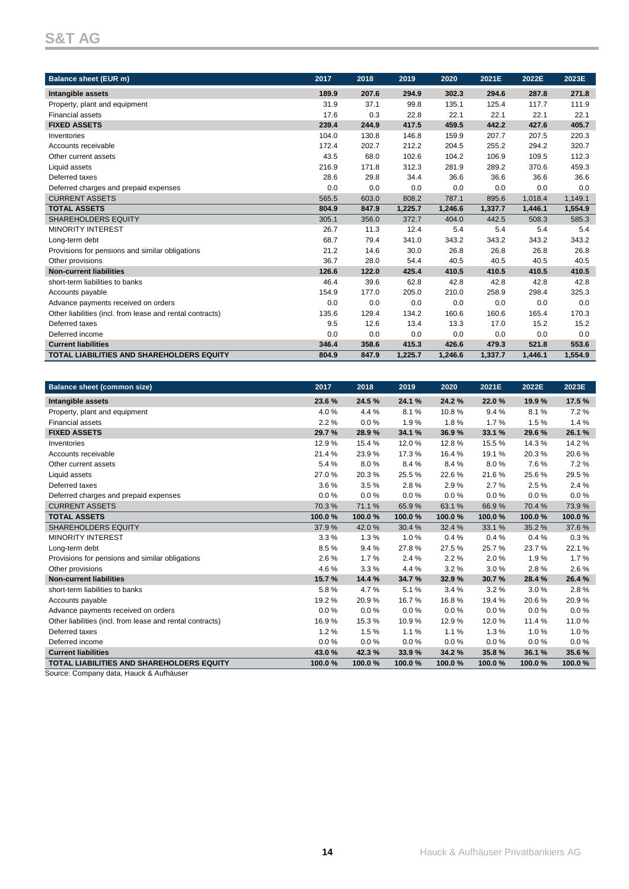| Balance sheet (EUR m) | 2017 | 2018 | 2019 | 2020 | 2021E | 2022E | 2023E |
|---|---|---|---|---|---|---|---|
| **Intangible assets** | **189.9** | **207.6** | **294.9** | **302.3** | **294.6** | **287.8** | **271.8** |
| Property, plant and equipment | 31.9 | 37.1 | 99.8 | 135.1 | 125.4 | 117.7 | 111.9 |
| Financial assets | 17.6 | 0.3 | 22.8 | 22.1 | 22.1 | 22.1 | 22.1 |
| **FIXED ASSETS** | **239.4** | **244.9** | **417.5** | **459.5** | **442.2** | **427.6** | **405.7** |
| Inventories | 104.0 | 130.8 | 146.8 | 159.9 | 207.7 | 207.5 | 220.3 |
| Accounts receivable | 172.4 | 202.7 | 212.2 | 204.5 | 255.2 | 294.2 | 320.7 |
| Other current assets | 43.5 | 68.0 | 102.6 | 104.2 | 106.9 | 109.5 | 112.3 |
| Liquid assets | 216.9 | 171.8 | 312.3 | 281.9 | 289.2 | 370.6 | 459.3 |
| Deferred taxes | 28.6 | 29.8 | 34.4 | 36.6 | 36.6 | 36.6 | 36.6 |
| Deferred charges and prepaid expenses | 0.0 | 0.0 | 0.0 | 0.0 | 0.0 | 0.0 | 0.0 |
| CURRENT ASSETS | 565.5 | 603.0 | 808.2 | 787.1 | 895.6 | 1,018.4 | 1,149.1 |
| **TOTAL ASSETS** | **804.9** | **847.9** | **1,225.7** | **1,246.6** | **1,337.7** | **1,446.1** | **1,554.9** |
| SHAREHOLDERS EQUITY | 305.1 | 356.0 | 372.7 | 404.0 | 442.5 | 508.3 | 585.3 |
| MINORITY INTEREST | 26.7 | 11.3 | 12.4 | 5.4 | 5.4 | 5.4 | 5.4 |
| Long-term debt | 68.7 | 79.4 | 341.0 | 343.2 | 343.2 | 343.2 | 343.2 |
| Provisions for pensions and similar obligations | 21.2 | 14.6 | 30.0 | 26.8 | 26.8 | 26.8 | 26.8 |
| Other provisions | 36.7 | 28.0 | 54.4 | 40.5 | 40.5 | 40.5 | 40.5 |
| **Non-current liabilities** | **126.6** | **122.0** | **425.4** | **410.5** | **410.5** | **410.5** | **410.5** |
| short-term liabilities to banks | 46.4 | 39.6 | 62.8 | 42.8 | 42.8 | 42.8 | 42.8 |
| Accounts payable | 154.9 | 177.0 | 205.0 | 210.0 | 258.9 | 298.4 | 325.3 |
| Advance payments received on orders | 0.0 | 0.0 | 0.0 | 0.0 | 0.0 | 0.0 | 0.0 |
| Other liabilities (incl. from lease and rental contracts) | 135.6 | 129.4 | 134.2 | 160.6 | 160.6 | 165.4 | 170.3 |
| Deferred taxes | 9.5 | 12.6 | 13.4 | 13.3 | 17.0 | 15.2 | 15.2 |
| Deferred income | 0.0 | 0.0 | 0.0 | 0.0 | 0.0 | 0.0 | 0.0 |
| **Current liabilities** | **346.4** | **358.6** | **415.3** | **426.6** | **479.3** | **521.8** | **553.6** |
| **TOTAL LIABILITIES AND SHAREHOLDERS EQUITY** | **804.9** | **847.9** | **1,225.7** | **1,246.6** | **1,337.7** | **1,446.1** | **1,554.9** |

| Balance sheet (common size) | 2017 | 2018 | 2019 | 2020 | 2021E | 2022E | 2023E |
|---|---|---|---|---|---|---|---|
| **Intangible assets** | **23.6 %** | **24.5 %** | **24.1 %** | **24.2 %** | **22.0 %** | **19.9 %** | **17.5 %** |
| Property, plant and equipment | 4.0 % | 4.4 % | 8.1 % | 10.8 % | 9.4 % | 8.1 % | 7.2 % |
| Financial assets | 2.2 % | 0.0 % | 1.9 % | 1.8 % | 1.7 % | 1.5 % | 1.4 % |
| **FIXED ASSETS** | **29.7 %** | **28.9 %** | **34.1 %** | **36.9 %** | **33.1 %** | **29.6 %** | **26.1 %** |
| Inventories | 12.9 % | 15.4 % | 12.0 % | 12.8 % | 15.5 % | 14.3 % | 14.2 % |
| Accounts receivable | 21.4 % | 23.9 % | 17.3 % | 16.4 % | 19.1 % | 20.3 % | 20.6 % |
| Other current assets | 5.4 % | 8.0 % | 8.4 % | 8.4 % | 8.0 % | 7.6 % | 7.2 % |
| Liquid assets | 27.0 % | 20.3 % | 25.5 % | 22.6 % | 21.6 % | 25.6 % | 29.5 % |
| Deferred taxes | 3.6 % | 3.5 % | 2.8 % | 2.9 % | 2.7 % | 2.5 % | 2.4 % |
| Deferred charges and prepaid expenses | 0.0 % | 0.0 % | 0.0 % | 0.0 % | 0.0 % | 0.0 % | 0.0 % |
| CURRENT ASSETS | 70.3 % | 71.1 % | 65.9 % | 63.1 % | 66.9 % | 70.4 % | 73.9 % |
| **TOTAL ASSETS** | **100.0 %** | **100.0 %** | **100.0 %** | **100.0 %** | **100.0 %** | **100.0 %** | **100.0 %** |
| SHAREHOLDERS EQUITY | 37.9 % | 42.0 % | 30.4 % | 32.4 % | 33.1 % | 35.2 % | 37.6 % |
| MINORITY INTEREST | 3.3 % | 1.3 % | 1.0 % | 0.4 % | 0.4 % | 0.4 % | 0.3 % |
| Long-term debt | 8.5 % | 9.4 % | 27.8 % | 27.5 % | 25.7 % | 23.7 % | 22.1 % |
| Provisions for pensions and similar obligations | 2.6 % | 1.7 % | 2.4 % | 2.2 % | 2.0 % | 1.9 % | 1.7 % |
| Other provisions | 4.6 % | 3.3 % | 4.4 % | 3.2 % | 3.0 % | 2.8 % | 2.6 % |
| **Non-current liabilities** | **15.7 %** | **14.4 %** | **34.7 %** | **32.9 %** | **30.7 %** | **28.4 %** | **26.4 %** |
| short-term liabilities to banks | 5.8 % | 4.7 % | 5.1 % | 3.4 % | 3.2 % | 3.0 % | 2.8 % |
| Accounts payable | 19.2 % | 20.9 % | 16.7 % | 16.8 % | 19.4 % | 20.6 % | 20.9 % |
| Advance payments received on orders | 0.0 % | 0.0 % | 0.0 % | 0.0 % | 0.0 % | 0.0 % | 0.0 % |
| Other liabilities (incl. from lease and rental contracts) | 16.9 % | 15.3 % | 10.9 % | 12.9 % | 12.0 % | 11.4 % | 11.0 % |
| Deferred taxes | 1.2 % | 1.5 % | 1.1 % | 1.1 % | 1.3 % | 1.0 % | 1.0 % |
| Deferred income | 0.0 % | 0.0 % | 0.0 % | 0.0 % | 0.0 % | 0.0 % | 0.0 % |
| **Current liabilities** | **43.0 %** | **42.3 %** | **33.9 %** | **34.2 %** | **35.8 %** | **36.1 %** | **35.6 %** |
| **TOTAL LIABILITIES AND SHAREHOLDERS EQUITY** | **100.0 %** | **100.0 %** | **100.0 %** | **100.0 %** | **100.0 %** | **100.0 %** | **100.0 %** |

Source: Company data, Hauck & Aufhäuser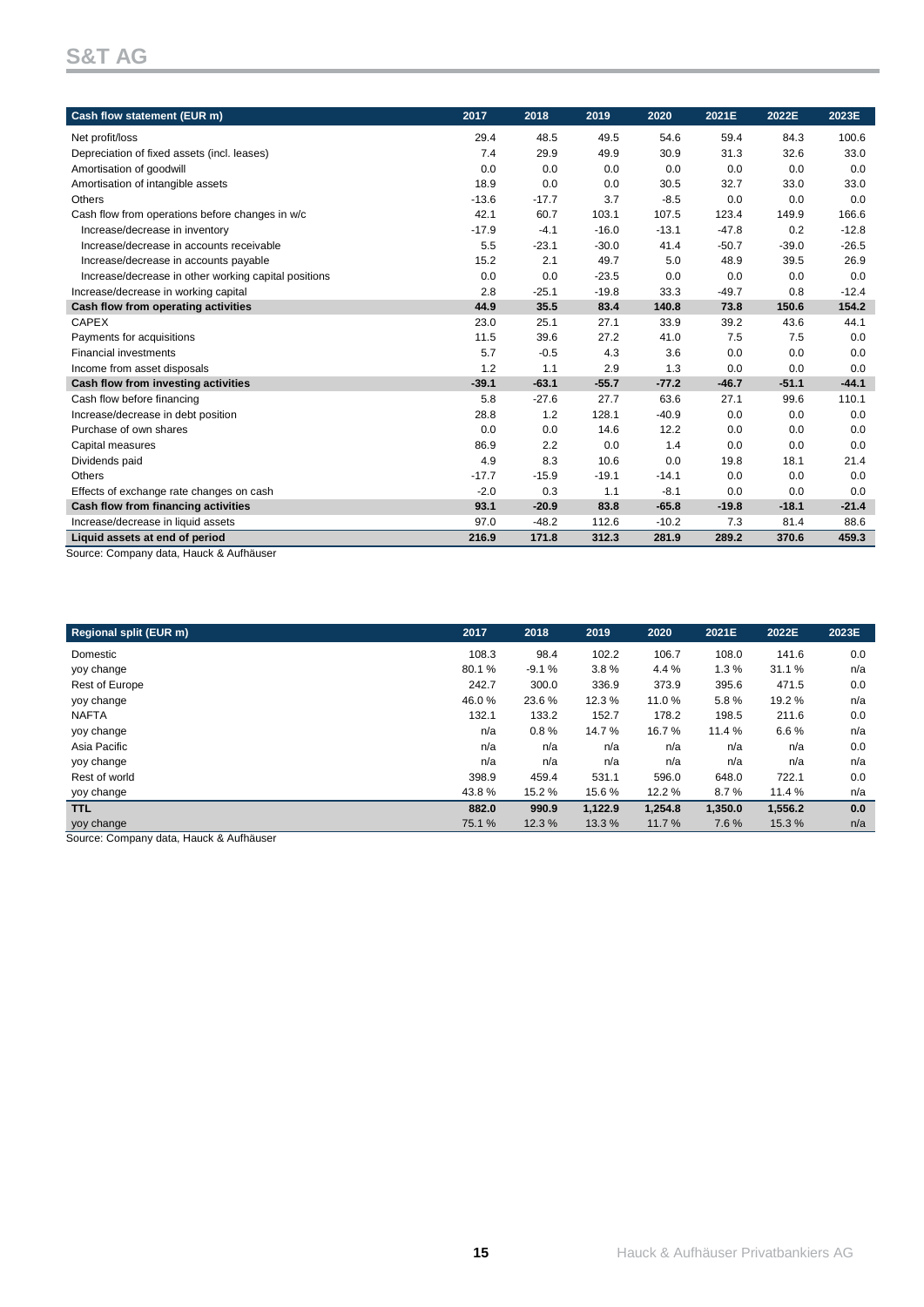| Cash flow statement (EUR m) | 2017 | 2018 | 2019 | 2020 | 2021E | 2022E | 2023E |
|---|---|---|---|---|---|---|---|
| Net profit/loss | 29.4 | 48.5 | 49.5 | 54.6 | 59.4 | 84.3 | 100.6 |
| Depreciation of fixed assets (incl. leases) | 7.4 | 29.9 | 49.9 | 30.9 | 31.3 | 32.6 | 33.0 |
| Amortisation of goodwill | 0.0 | 0.0 | 0.0 | 0.0 | 0.0 | 0.0 | 0.0 |
| Amortisation of intangible assets | 18.9 | 0.0 | 0.0 | 30.5 | 32.7 | 33.0 | 33.0 |
| Others | -13.6 | -17.7 | 3.7 | -8.5 | 0.0 | 0.0 | 0.0 |
| Cash flow from operations before changes in w/c | 42.1 | 60.7 | 103.1 | 107.5 | 123.4 | 149.9 | 166.6 |
| Increase/decrease in inventory | -17.9 | -4.1 | -16.0 | -13.1 | -47.8 | 0.2 | -12.8 |
| Increase/decrease in accounts receivable | 5.5 | -23.1 | -30.0 | 41.4 | -50.7 | -39.0 | -26.5 |
| Increase/decrease in accounts payable | 15.2 | 2.1 | 49.7 | 5.0 | 48.9 | 39.5 | 26.9 |
| Increase/decrease in other working capital positions | 0.0 | 0.0 | -23.5 | 0.0 | 0.0 | 0.0 | 0.0 |
| Increase/decrease in working capital | 2.8 | -25.1 | -19.8 | 33.3 | -49.7 | 0.8 | -12.4 |
| **Cash flow from operating activities** | **44.9** | **35.5** | **83.4** | **140.8** | **73.8** | **150.6** | **154.2** |
| CAPEX | 23.0 | 25.1 | 27.1 | 33.9 | 39.2 | 43.6 | 44.1 |
| Payments for acquisitions | 11.5 | 39.6 | 27.2 | 41.0 | 7.5 | 7.5 | 0.0 |
| Financial investments | 5.7 | -0.5 | 4.3 | 3.6 | 0.0 | 0.0 | 0.0 |
| Income from asset disposals | 1.2 | 1.1 | 2.9 | 1.3 | 0.0 | 0.0 | 0.0 |
| **Cash flow from investing activities** | **-39.1** | **-63.1** | **-55.7** | **-77.2** | **-46.7** | **-51.1** | **-44.1** |
| Cash flow before financing | 5.8 | -27.6 | 27.7 | 63.6 | 27.1 | 99.6 | 110.1 |
| Increase/decrease in debt position | 28.8 | 1.2 | 128.1 | -40.9 | 0.0 | 0.0 | 0.0 |
| Purchase of own shares | 0.0 | 0.0 | 14.6 | 12.2 | 0.0 | 0.0 | 0.0 |
| Capital measures | 86.9 | 2.2 | 0.0 | 1.4 | 0.0 | 0.0 | 0.0 |
| Dividends paid | 4.9 | 8.3 | 10.6 | 0.0 | 19.8 | 18.1 | 21.4 |
| Others | -17.7 | -15.9 | -19.1 | -14.1 | 0.0 | 0.0 | 0.0 |
| Effects of exchange rate changes on cash | -2.0 | 0.3 | 1.1 | -8.1 | 0.0 | 0.0 | 0.0 |
| **Cash flow from financing activities** | **93.1** | **-20.9** | **83.8** | **-65.8** | **-19.8** | **-18.1** | **-21.4** |
| Increase/decrease in liquid assets | 97.0 | -48.2 | 112.6 | -10.2 | 7.3 | 81.4 | 88.6 |
| **Liquid assets at end of period** | **216.9** | **171.8** | **312.3** | **281.9** | **289.2** | **370.6** | **459.3** |

Source: Company data, Hauck & Aufhäuser

| Regional split (EUR m) | 2017 | 2018 | 2019 | 2020 | 2021E | 2022E | 2023E |
|---|---|---|---|---|---|---|---|
| Domestic | 108.3 | 98.4 | 102.2 | 106.7 | 108.0 | 141.6 | 0.0 |
| yoy change | 80.1 % | -9.1 % | 3.8 % | 4.4 % | 1.3 % | 31.1 % | n/a |
| Rest of Europe | 242.7 | 300.0 | 336.9 | 373.9 | 395.6 | 471.5 | 0.0 |
| yoy change | 46.0 % | 23.6 % | 12.3 % | 11.0 % | 5.8 % | 19.2 % | n/a |
| NAFTA | 132.1 | 133.2 | 152.7 | 178.2 | 198.5 | 211.6 | 0.0 |
| yoy change | n/a | 0.8 % | 14.7 % | 16.7 % | 11.4 % | 6.6 % | n/a |
| Asia Pacific | n/a | n/a | n/a | n/a | n/a | n/a | 0.0 |
| yoy change | n/a | n/a | n/a | n/a | n/a | n/a | n/a |
| Rest of world | 398.9 | 459.4 | 531.1 | 596.0 | 648.0 | 722.1 | 0.0 |
| yoy change | 43.8 % | 15.2 % | 15.6 % | 12.2 % | 8.7 % | 11.4 % | n/a |
| **TTL** | **882.0** | **990.9** | **1,122.9** | **1,254.8** | **1,350.0** | **1,556.2** | **0.0** |
| yoy change | 75.1 % | 12.3 % | 13.3 % | 11.7 % | 7.6 % | 15.3 % | n/a |

Source: Company data, Hauck & Aufhäuser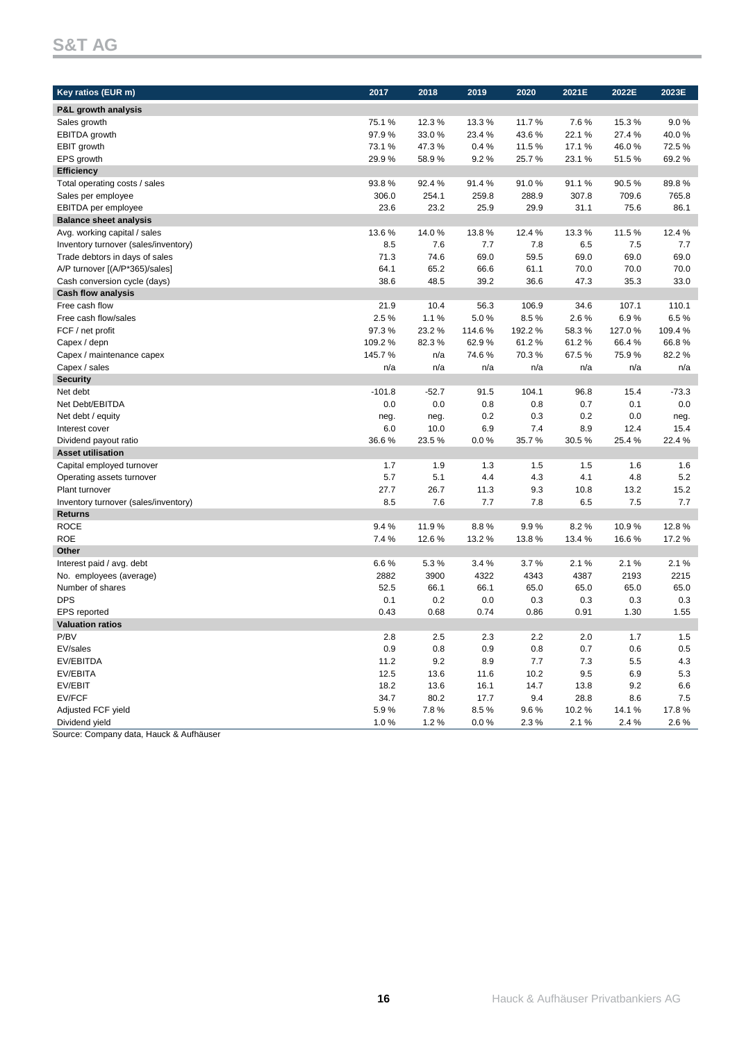# S&T AG

| Key ratios (EUR m) | 2017 | 2018 | 2019 | 2020 | 2021E | 2022E | 2023E |
|---|---|---|---|---|---|---|---|
| **P&L growth analysis** | | | | | | | |
| Sales growth | 75.1 % | 12.3 % | 13.3 % | 11.7 % | 7.6 % | 15.3 % | 9.0 % |
| EBITDA growth | 97.9 % | 33.0 % | 23.4 % | 43.6 % | 22.1 % | 27.4 % | 40.0 % |
| EBIT growth | 73.1 % | 47.3 % | 0.4 % | 11.5 % | 17.1 % | 46.0 % | 72.5 % |
| EPS growth | 29.9 % | 58.9 % | 9.2 % | 25.7 % | 23.1 % | 51.5 % | 69.2 % |
| **Efficiency** | | | | | | | |
| Total operating costs / sales | 93.8 % | 92.4 % | 91.4 % | 91.0 % | 91.1 % | 90.5 % | 89.8 % |
| Sales per employee | 306.0 | 254.1 | 259.8 | 288.9 | 307.8 | 709.6 | 765.8 |
| EBITDA per employee | 23.6 | 23.2 | 25.9 | 29.9 | 31.1 | 75.6 | 86.1 |
| **Balance sheet analysis** | | | | | | | |
| Avg. working capital / sales | 13.6 % | 14.0 % | 13.8 % | 12.4 % | 13.3 % | 11.5 % | 12.4 % |
| Inventory turnover (sales/inventory) | 8.5 | 7.6 | 7.7 | 7.8 | 6.5 | 7.5 | 7.7 |
| Trade debtors in days of sales | 71.3 | 74.6 | 69.0 | 59.5 | 69.0 | 69.0 | 69.0 |
| A/P turnover [(A/P*365)/sales] | 64.1 | 65.2 | 66.6 | 61.1 | 70.0 | 70.0 | 70.0 |
| Cash conversion cycle (days) | 38.6 | 48.5 | 39.2 | 36.6 | 47.3 | 35.3 | 33.0 |
| **Cash flow analysis** | | | | | | | |
| Free cash flow | 21.9 | 10.4 | 56.3 | 106.9 | 34.6 | 107.1 | 110.1 |
| Free cash flow/sales | 2.5 % | 1.1 % | 5.0 % | 8.5 % | 2.6 % | 6.9 % | 6.5 % |
| FCF / net profit | 97.3 % | 23.2 % | 114.6 % | 192.2 % | 58.3 % | 127.0 % | 109.4 % |
| Capex / depn | 109.2 % | 82.3 % | 62.9 % | 61.2 % | 61.2 % | 66.4 % | 66.8 % |
| Capex / maintenance capex | 145.7 % | n/a | 74.6 % | 70.3 % | 67.5 % | 75.9 % | 82.2 % |
| Capex / sales | n/a | n/a | n/a | n/a | n/a | n/a | n/a |
| **Security** | | | | | | | |
| Net debt | -101.8 | -52.7 | 91.5 | 104.1 | 96.8 | 15.4 | -73.3 |
| Net Debt/EBITDA | 0.0 | 0.0 | 0.8 | 0.8 | 0.7 | 0.1 | 0.0 |
| Net debt / equity | neg. | neg. | 0.2 | 0.3 | 0.2 | 0.0 | neg. |
| Interest cover | 6.0 | 10.0 | 6.9 | 7.4 | 8.9 | 12.4 | 15.4 |
| Dividend payout ratio | 36.6 % | 23.5 % | 0.0 % | 35.7 % | 30.5 % | 25.4 % | 22.4 % |
| **Asset utilisation** | | | | | | | |
| Capital employed turnover | 1.7 | 1.9 | 1.3 | 1.5 | 1.5 | 1.6 | 1.6 |
| Operating assets turnover | 5.7 | 5.1 | 4.4 | 4.3 | 4.1 | 4.8 | 5.2 |
| Plant turnover | 27.7 | 26.7 | 11.3 | 9.3 | 10.8 | 13.2 | 15.2 |
| Inventory turnover (sales/inventory) | 8.5 | 7.6 | 7.7 | 7.8 | 6.5 | 7.5 | 7.7 |
| **Returns** | | | | | | | |
| ROCE | 9.4 % | 11.9 % | 8.8 % | 9.9 % | 8.2 % | 10.9 % | 12.8 % |
| ROE | 7.4 % | 12.6 % | 13.2 % | 13.8 % | 13.4 % | 16.6 % | 17.2 % |
| **Other** | | | | | | | |
| Interest paid / avg. debt | 6.6 % | 5.3 % | 3.4 % | 3.7 % | 2.1 % | 2.1 % | 2.1 % |
| No. employees (average) | 2882 | 3900 | 4322 | 4343 | 4387 | 2193 | 2215 |
| Number of shares | 52.5 | 66.1 | 66.1 | 65.0 | 65.0 | 65.0 | 65.0 |
| DPS | 0.1 | 0.2 | 0.0 | 0.3 | 0.3 | 0.3 | 0.3 |
| EPS reported | 0.43 | 0.68 | 0.74 | 0.86 | 0.91 | 1.30 | 1.55 |
| **Valuation ratios** | | | | | | | |
| P/BV | 2.8 | 2.5 | 2.3 | 2.2 | 2.0 | 1.7 | 1.5 |
| EV/sales | 0.9 | 0.8 | 0.9 | 0.8 | 0.7 | 0.6 | 0.5 |
| EV/EBITDA | 11.2 | 9.2 | 8.9 | 7.7 | 7.3 | 5.5 | 4.3 |
| EV/EBITA | 12.5 | 13.6 | 11.6 | 10.2 | 9.5 | 6.9 | 5.3 |
| EV/EBIT | 18.2 | 13.6 | 16.1 | 14.7 | 13.8 | 9.2 | 6.6 |
| EV/FCF | 34.7 | 80.2 | 17.7 | 9.4 | 28.8 | 8.6 | 7.5 |
| Adjusted FCF yield | 5.9 % | 7.8 % | 8.5 % | 9.6 % | 10.2 % | 14.1 % | 17.8 % |
| Dividend yield | 1.0 % | 1.2 % | 0.0 % | 2.3 % | 2.1 % | 2.4 % | 2.6 % |

Source: Company data, Hauck & Aufhäuser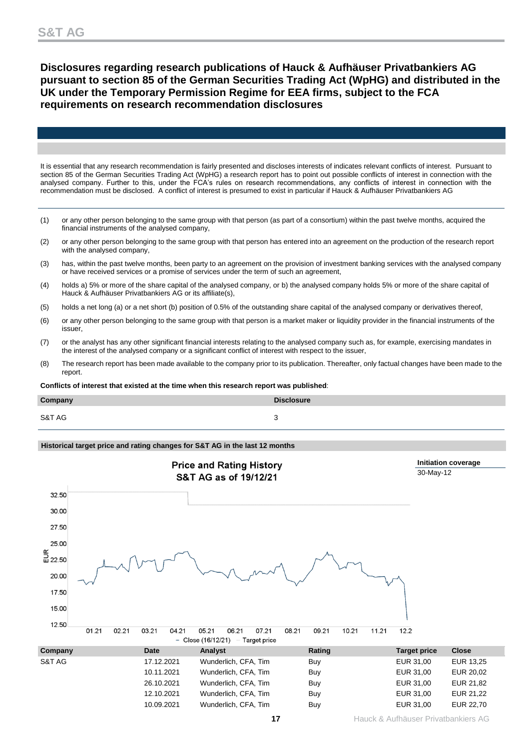## Disclosures regarding research publications of Hauck & Aufhäuser Privatbankiers AG pursuant to section 85 of the German Securities Trading Act (WpHG) and distributed in the UK under the Temporary Permission Regime for EEA firms, subject to the FCA requirements on research recommendation disclosures

It is essential that any research recommendation is fairly presented and discloses interests of indicates relevant conflicts of interest. Pursuant to section 85 of the German Securities Trading Act (WpHG) a research report has to point out possible conflicts of interest in connection with the analysed company. Further to this, under the FCA's rules on research recommendations, any conflicts of interest in connection with the recommendation must be disclosed. A conflict of interest is presumed to exist in particular if Hauck & Aufhäuser Privatbankiers AG

(1) or any other person belonging to the same group with that person (as part of a consortium) within the past twelve months, acquired the financial instruments of the analysed company,

(2) or any other person belonging to the same group with that person has entered into an agreement on the production of the research report with the analysed company,

(3) has, within the past twelve months, been party to an agreement on the provision of investment banking services with the analysed company or have received services or a promise of services under the term of such an agreement,

(4) holds a) 5% or more of the share capital of the analysed company, or b) the analysed company holds 5% or more of the share capital of Hauck & Aufhäuser Privatbankiers AG or its affiliate(s),

(5) holds a net long (a) or a net short (b) position of 0.5% of the outstanding share capital of the analysed company or derivatives thereof,

(6) or any other person belonging to the same group with that person is a market maker or liquidity provider in the financial instruments of the issuer,

(7) or the analyst has any other significant financial interests relating to the analysed company such as, for example, exercising mandates in the interest of the analysed company or a significant conflict of interest with respect to the issuer,

(8) The research report has been made available to the company prior to its publication. Thereafter, only factual changes have been made to the report.

**Conflicts of interest that existed at the time when this research report was published**:

| Company | Disclosure |
|---|---|
| S&T AG | 3 |

**Historical target price and rating changes for S&T AG in the last 12 months**

Price and Rating History
S&T AG as of 19/12/21

Initiation coverage
30-May-12

| Company | Date | Analyst | Rating | Target price | Close |
|---|---|---|---|---|---|
| S&T AG | 17.12.2021 | Wunderlich, CFA, Tim | Buy | EUR 31,00 | EUR 13,25 |
| | 10.11.2021 | Wunderlich, CFA, Tim | Buy | EUR 31,00 | EUR 20,02 |
| | 26.10.2021 | Wunderlich, CFA, Tim | Buy | EUR 31,00 | EUR 21,82 |
| | 12.10.2021 | Wunderlich, CFA, Tim | Buy | EUR 31,00 | EUR 21,22 |
| | 10.09.2021 | Wunderlich, CFA, Tim | Buy | EUR 31,00 | EUR 22,70 |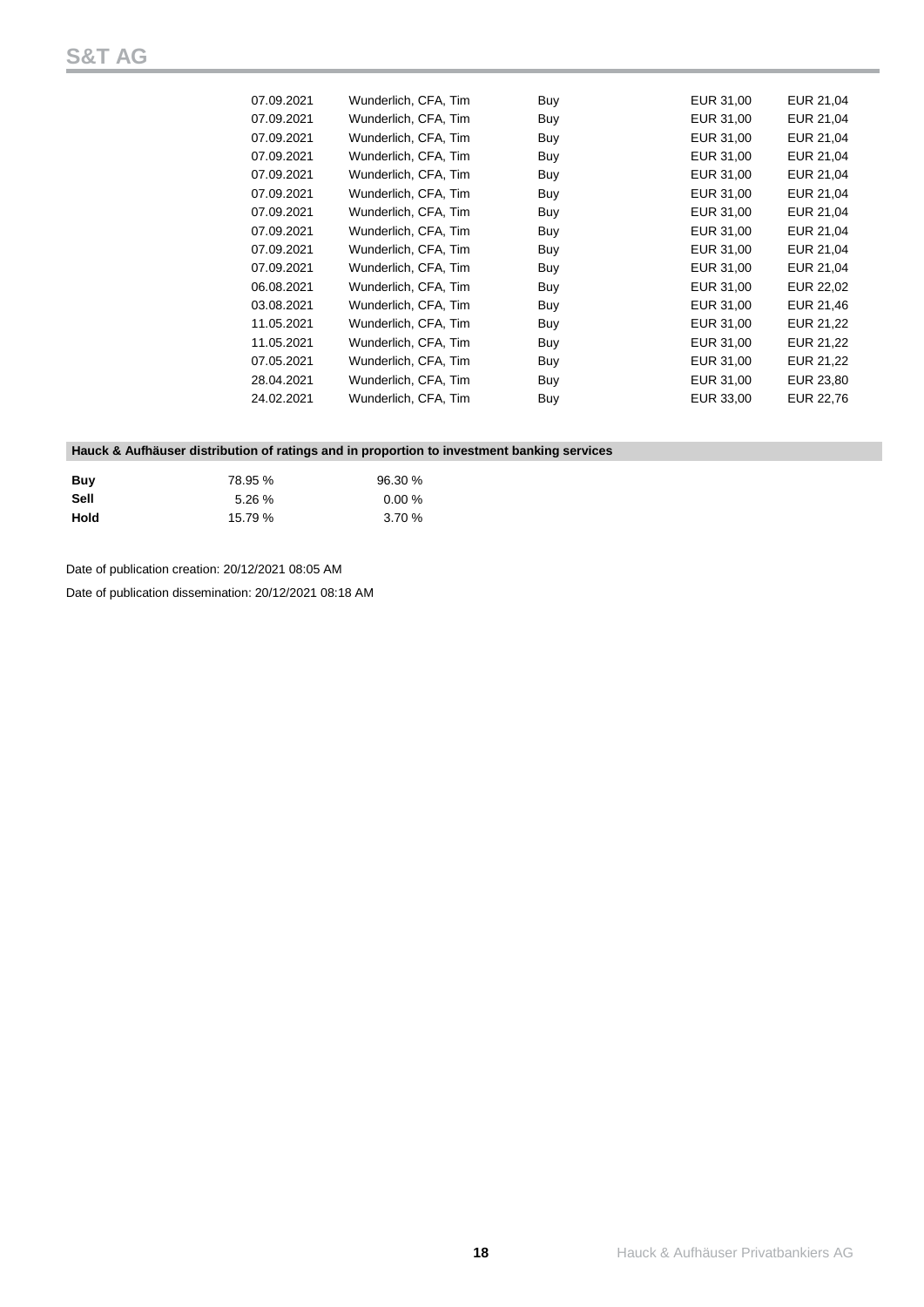| | | | | |
|---|---|---|---|---|
| 07.09.2021 | Wunderlich, CFA, Tim | Buy | EUR 31,00 | EUR 21,04 |
| 07.09.2021 | Wunderlich, CFA, Tim | Buy | EUR 31,00 | EUR 21,04 |
| 07.09.2021 | Wunderlich, CFA, Tim | Buy | EUR 31,00 | EUR 21,04 |
| 07.09.2021 | Wunderlich, CFA, Tim | Buy | EUR 31,00 | EUR 21,04 |
| 07.09.2021 | Wunderlich, CFA, Tim | Buy | EUR 31,00 | EUR 21,04 |
| 07.09.2021 | Wunderlich, CFA, Tim | Buy | EUR 31,00 | EUR 21,04 |
| 07.09.2021 | Wunderlich, CFA, Tim | Buy | EUR 31,00 | EUR 21,04 |
| 07.09.2021 | Wunderlich, CFA, Tim | Buy | EUR 31,00 | EUR 21,04 |
| 07.09.2021 | Wunderlich, CFA, Tim | Buy | EUR 31,00 | EUR 21,04 |
| 07.09.2021 | Wunderlich, CFA, Tim | Buy | EUR 31,00 | EUR 21,04 |
| 06.08.2021 | Wunderlich, CFA, Tim | Buy | EUR 31,00 | EUR 22,02 |
| 03.08.2021 | Wunderlich, CFA, Tim | Buy | EUR 31,00 | EUR 21,46 |
| 11.05.2021 | Wunderlich, CFA, Tim | Buy | EUR 31,00 | EUR 21,22 |
| 11.05.2021 | Wunderlich, CFA, Tim | Buy | EUR 31,00 | EUR 21,22 |
| 07.05.2021 | Wunderlich, CFA, Tim | Buy | EUR 31,00 | EUR 21,22 |
| 28.04.2021 | Wunderlich, CFA, Tim | Buy | EUR 31,00 | EUR 23,80 |
| 24.02.2021 | Wunderlich, CFA, Tim | Buy | EUR 33,00 | EUR 22,76 |

**Hauck & Aufhäuser distribution of ratings and in proportion to investment banking services**

| | | |
|---|---|---|
| **Buy** | 78.95 % | 96.30 % |
| **Sell** | 5.26 % | 0.00 % |
| **Hold** | 15.79 % | 3.70 % |

Date of publication creation: 20/12/2021 08:05 AM

Date of publication dissemination: 20/12/2021 08:18 AM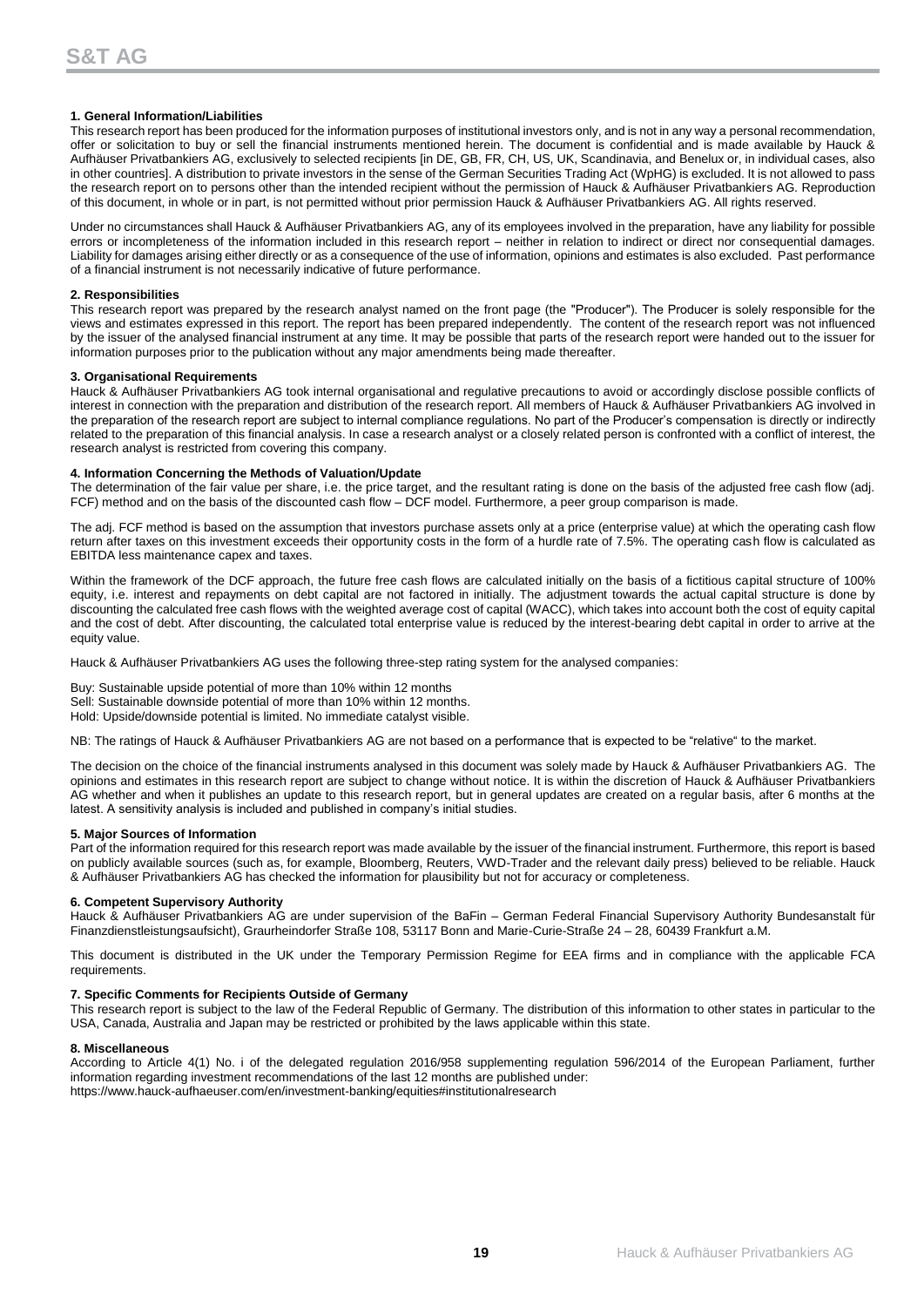#### 1. General Information/Liabilities

This research report has been produced for the information purposes of institutional investors only, and is not in any way a personal recommendation, offer or solicitation to buy or sell the financial instruments mentioned herein. The document is confidential and is made available by Hauck & Aufhäuser Privatbankiers AG, exclusively to selected recipients [in DE, GB, FR, CH, US, UK, Scandinavia, and Benelux or, in individual cases, also in other countries]. A distribution to private investors in the sense of the German Securities Trading Act (WpHG) is excluded. It is not allowed to pass the research report on to persons other than the intended recipient without the permission of Hauck & Aufhäuser Privatbankiers AG. Reproduction of this document, in whole or in part, is not permitted without prior permission Hauck & Aufhäuser Privatbankiers AG. All rights reserved.

Under no circumstances shall Hauck & Aufhäuser Privatbankiers AG, any of its employees involved in the preparation, have any liability for possible errors or incompleteness of the information included in this research report – neither in relation to indirect or direct nor consequential damages. Liability for damages arising either directly or as a consequence of the use of information, opinions and estimates is also excluded. Past performance of a financial instrument is not necessarily indicative of future performance.

#### 2. Responsibilities

This research report was prepared by the research analyst named on the front page (the "Producer"). The Producer is solely responsible for the views and estimates expressed in this report. The report has been prepared independently. The content of the research report was not influenced by the issuer of the analysed financial instrument at any time. It may be possible that parts of the research report were handed out to the issuer for information purposes prior to the publication without any major amendments being made thereafter.

#### 3. Organisational Requirements

Hauck & Aufhäuser Privatbankiers AG took internal organisational and regulative precautions to avoid or accordingly disclose possible conflicts of interest in connection with the preparation and distribution of the research report. All members of Hauck & Aufhäuser Privatbankiers AG involved in the preparation of the research report are subject to internal compliance regulations. No part of the Producer's compensation is directly or indirectly related to the preparation of this financial analysis. In case a research analyst or a closely related person is confronted with a conflict of interest, the research analyst is restricted from covering this company.

#### 4. Information Concerning the Methods of Valuation/Update

The determination of the fair value per share, i.e. the price target, and the resultant rating is done on the basis of the adjusted free cash flow (adj. FCF) method and on the basis of the discounted cash flow – DCF model. Furthermore, a peer group comparison is made.

The adj. FCF method is based on the assumption that investors purchase assets only at a price (enterprise value) at which the operating cash flow return after taxes on this investment exceeds their opportunity costs in the form of a hurdle rate of 7.5%. The operating cash flow is calculated as EBITDA less maintenance capex and taxes.

Within the framework of the DCF approach, the future free cash flows are calculated initially on the basis of a fictitious capital structure of 100% equity, i.e. interest and repayments on debt capital are not factored in initially. The adjustment towards the actual capital structure is done by discounting the calculated free cash flows with the weighted average cost of capital (WACC), which takes into account both the cost of equity capital and the cost of debt. After discounting, the calculated total enterprise value is reduced by the interest-bearing debt capital in order to arrive at the equity value.

Hauck & Aufhäuser Privatbankiers AG uses the following three-step rating system for the analysed companies:

Buy: Sustainable upside potential of more than 10% within 12 months
Sell: Sustainable downside potential of more than 10% within 12 months.
Hold: Upside/downside potential is limited. No immediate catalyst visible.

NB: The ratings of Hauck & Aufhäuser Privatbankiers AG are not based on a performance that is expected to be "relative" to the market.

The decision on the choice of the financial instruments analysed in this document was solely made by Hauck & Aufhäuser Privatbankiers AG. The opinions and estimates in this research report are subject to change without notice. It is within the discretion of Hauck & Aufhäuser Privatbankiers AG whether and when it publishes an update to this research report, but in general updates are created on a regular basis, after 6 months at the latest. A sensitivity analysis is included and published in company's initial studies.

#### 5. Major Sources of Information

Part of the information required for this research report was made available by the issuer of the financial instrument. Furthermore, this report is based on publicly available sources (such as, for example, Bloomberg, Reuters, VWD-Trader and the relevant daily press) believed to be reliable. Hauck & Aufhäuser Privatbankiers AG has checked the information for plausibility but not for accuracy or completeness.

#### 6. Competent Supervisory Authority

Hauck & Aufhäuser Privatbankiers AG are under supervision of the BaFin – German Federal Financial Supervisory Authority Bundesanstalt für Finanzdienstleistungsaufsicht), Graurheindorfer Straße 108, 53117 Bonn and Marie-Curie-Straße 24 – 28, 60439 Frankfurt a.M.

This document is distributed in the UK under the Temporary Permission Regime for EEA firms and in compliance with the applicable FCA requirements.

#### 7. Specific Comments for Recipients Outside of Germany

This research report is subject to the law of the Federal Republic of Germany. The distribution of this information to other states in particular to the USA, Canada, Australia and Japan may be restricted or prohibited by the laws applicable within this state.

#### 8. Miscellaneous

According to Article 4(1) No. i of the delegated regulation 2016/958 supplementing regulation 596/2014 of the European Parliament, further information regarding investment recommendations of the last 12 months are published under:
https://www.hauck-aufhaeuser.com/en/investment-banking/equities#institutionalresearch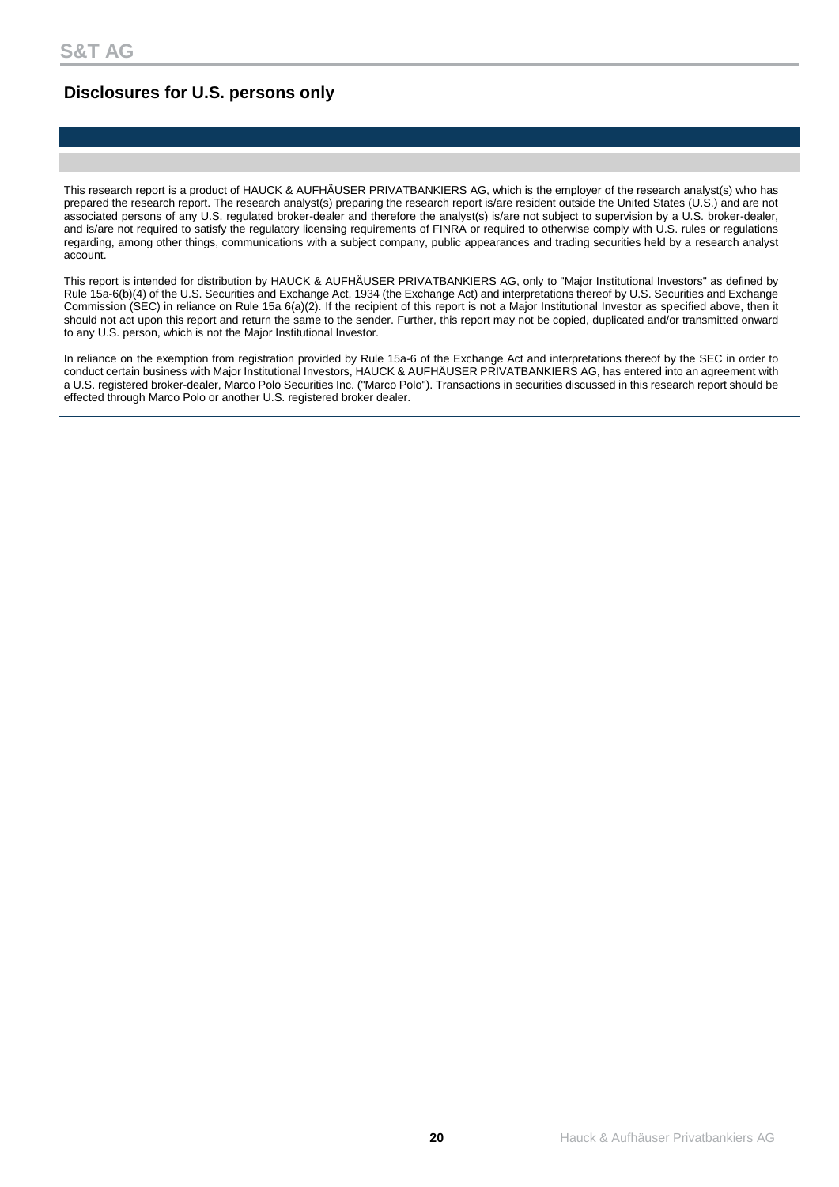## Disclosures for U.S. persons only

This research report is a product of HAUCK & AUFHÄUSER PRIVATBANKIERS AG, which is the employer of the research analyst(s) who has prepared the research report. The research analyst(s) preparing the research report is/are resident outside the United States (U.S.) and are not associated persons of any U.S. regulated broker-dealer and therefore the analyst(s) is/are not subject to supervision by a U.S. broker-dealer, and is/are not required to satisfy the regulatory licensing requirements of FINRA or required to otherwise comply with U.S. rules or regulations regarding, among other things, communications with a subject company, public appearances and trading securities held by a research analyst account.

This report is intended for distribution by HAUCK & AUFHÄUSER PRIVATBANKIERS AG, only to "Major Institutional Investors" as defined by Rule 15a-6(b)(4) of the U.S. Securities and Exchange Act, 1934 (the Exchange Act) and interpretations thereof by U.S. Securities and Exchange Commission (SEC) in reliance on Rule 15a 6(a)(2). If the recipient of this report is not a Major Institutional Investor as specified above, then it should not act upon this report and return the same to the sender. Further, this report may not be copied, duplicated and/or transmitted onward to any U.S. person, which is not the Major Institutional Investor.

In reliance on the exemption from registration provided by Rule 15a-6 of the Exchange Act and interpretations thereof by the SEC in order to conduct certain business with Major Institutional Investors, HAUCK & AUFHÄUSER PRIVATBANKIERS AG, has entered into an agreement with a U.S. registered broker-dealer, Marco Polo Securities Inc. ("Marco Polo"). Transactions in securities discussed in this research report should be effected through Marco Polo or another U.S. registered broker dealer.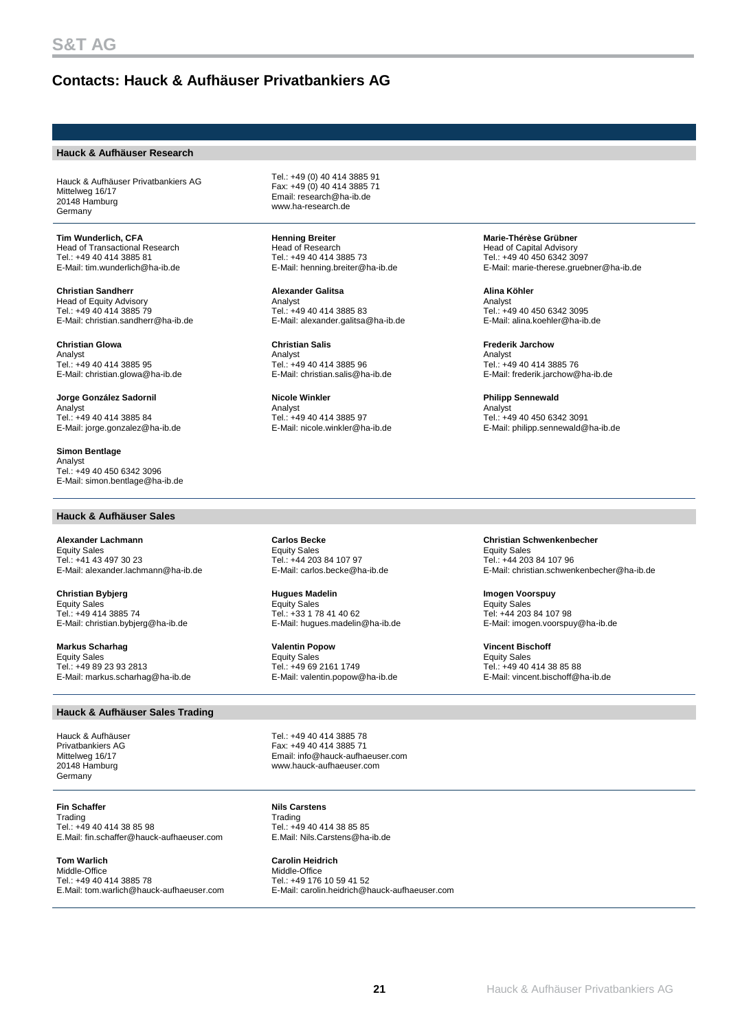# Contacts: Hauck & Aufhäuser Privatbankiers AG

## Hauck & Aufhäuser Research

Hauck & Aufhäuser Privatbankiers AG
Mittelweg 16/17
20148 Hamburg
Germany

Tel.: +49 (0) 40 414 3885 91
Fax: +49 (0) 40 414 3885 71
Email: research@ha-ib.de
www.ha-research.de

**Tim Wunderlich, CFA**
Head of Transactional Research
Tel.: +49 40 414 3885 81
E-Mail: tim.wunderlich@ha-ib.de

**Henning Breiter**
Head of Research
Tel.: +49 40 414 3885 73
E-Mail: henning.breiter@ha-ib.de

**Marie-Thérèse Grübner**
Head of Capital Advisory
Tel.: +49 40 450 6342 3097
E-Mail: marie-therese.gruebner@ha-ib.de

**Christian Sandherr**
Head of Equity Advisory
Tel.: +49 40 414 3885 79
E-Mail: christian.sandherr@ha-ib.de

**Alexander Galitsa**
Analyst
Tel.: +49 40 414 3885 83
E-Mail: alexander.galitsa@ha-ib.de

**Alina Köhler**
Analyst
Tel.: +49 40 450 6342 3095
E-Mail: alina.koehler@ha-ib.de

**Christian Glowa**
Analyst
Tel.: +49 40 414 3885 95
E-Mail: christian.glowa@ha-ib.de

**Christian Salis**
Analyst
Tel.: +49 40 414 3885 96
E-Mail: christian.salis@ha-ib.de

**Frederik Jarchow**
Analyst
Tel.: +49 40 414 3885 76
E-Mail: frederik.jarchow@ha-ib.de

**Jorge González Sadornil**
Analyst
Tel.: +49 40 414 3885 84
E-Mail: jorge.gonzalez@ha-ib.de

**Nicole Winkler**
Analyst
Tel.: +49 40 414 3885 97
E-Mail: nicole.winkler@ha-ib.de

**Philipp Sennewald**
Analyst
Tel.: +49 40 450 6342 3091
E-Mail: philipp.sennewald@ha-ib.de

**Simon Bentlage**
Analyst
Tel.: +49 40 450 6342 3096
E-Mail: simon.bentlage@ha-ib.de

## Hauck & Aufhäuser Sales

**Alexander Lachmann**
Equity Sales
Tel.: +41 43 497 30 23
E-Mail: alexander.lachmann@ha-ib.de

**Carlos Becke**
Equity Sales
Tel.: +44 203 84 107 97
E-Mail: carlos.becke@ha-ib.de

**Christian Schwenkenbecher**
Equity Sales
Tel.: +44 203 84 107 96
E-Mail: christian.schwenkenbecher@ha-ib.de

**Christian Bybjerg**
Equity Sales
Tel.: +49 414 3885 74
E-Mail: christian.bybjerg@ha-ib.de

**Hugues Madelin**
Equity Sales
Tel.: +33 1 78 41 40 62
E-Mail: hugues.madelin@ha-ib.de

**Imogen Voorspuy**
Equity Sales
Tel: +44 203 84 107 98
E-Mail: imogen.voorspuy@ha-ib.de

**Markus Scharhag**
Equity Sales
Tel.: +49 89 23 93 2813
E-Mail: markus.scharhag@ha-ib.de

**Valentin Popow**
Equity Sales
Tel.: +49 69 2161 1749
E-Mail: valentin.popow@ha-ib.de

**Vincent Bischoff**
Equity Sales
Tel.: +49 40 414 38 85 88
E-Mail: vincent.bischoff@ha-ib.de

## Hauck & Aufhäuser Sales Trading

Hauck & Aufhäuser
Privatbankiers AG
Mittelweg 16/17
20148 Hamburg
Germany

Tel.: +49 40 414 3885 78
Fax: +49 40 414 3885 71
Email: info@hauck-aufhaeuser.com
www.hauck-aufhaeuser.com

**Fin Schaffer**
Trading
Tel.: +49 40 414 38 85 98
E.Mail: fin.schaffer@hauck-aufhaeuser.com

**Nils Carstens**
Trading
Tel.: +49 40 414 38 85 85
E.Mail: Nils.Carstens@ha-ib.de

**Tom Warlich**
Middle-Office
Tel.: +49 40 414 3885 78
E.Mail: tom.warlich@hauck-aufhaeuser.com

**Carolin Heidrich**
Middle-Office
Tel.: +49 176 10 59 41 52
E-Mail: carolin.heidrich@hauck-aufhaeuser.com